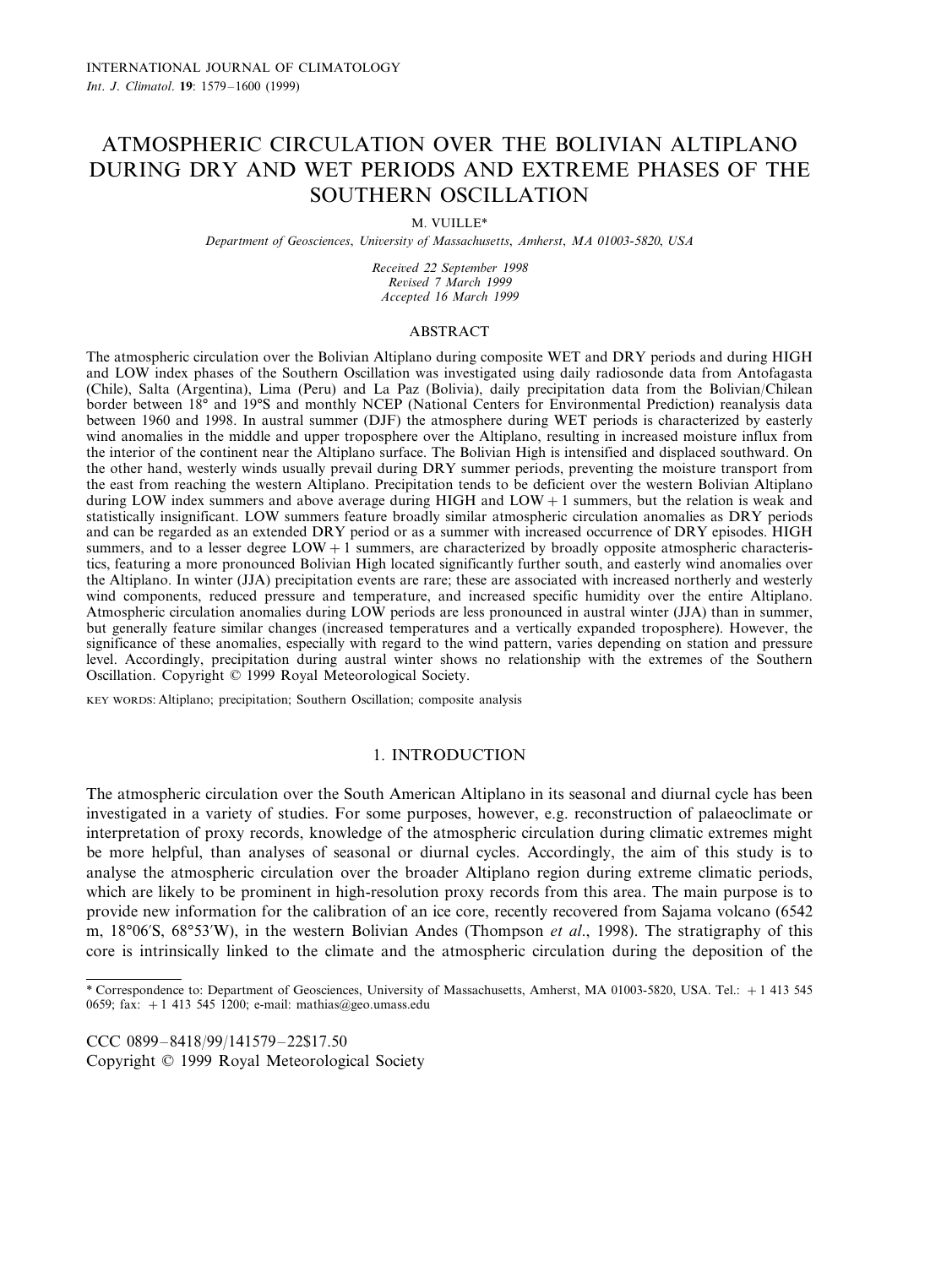# ATMOSPHERIC CIRCULATION OVER THE BOLIVIAN ALTIPLANO DURING DRY AND WET PERIODS AND EXTREME PHASES OF THE SOUTHERN OSCILLATION

M. VUILLE*

*Department of Geosciences, University of Massachusetts, Amherst, MA 01003-5820, USA*

*Received 22 September 1998*
*Revised 7 March 1999*
*Accepted 16 March 1999*

## ABSTRACT

The atmospheric circulation over the Bolivian Altiplano during composite WET and DRY periods and during HIGH and LOW index phases of the Southern Oscillation was investigated using daily radiosonde data from Antofagasta (Chile), Salta (Argentina), Lima (Peru) and La Paz (Bolivia), daily precipitation data from the Bolivian/Chilean border between 18° and 19°S and monthly NCEP (National Centers for Environmental Prediction) reanalysis data between 1960 and 1998. In austral summer (DJF) the atmosphere during WET periods is characterized by easterly wind anomalies in the middle and upper troposphere over the Altiplano, resulting in increased moisture influx from the interior of the continent near the Altiplano surface. The Bolivian High is intensified and displaced southward. On the other hand, westerly winds usually prevail during DRY summer periods, preventing the moisture transport from the east from reaching the western Altiplano. Precipitation tends to be deficient over the western Bolivian Altiplano during LOW index summers and above average during HIGH and LOW + 1 summers, but the relation is weak and statistically insignificant. LOW summers feature broadly similar atmospheric circulation anomalies as DRY periods and can be regarded as an extended DRY period or as a summer with increased occurrence of DRY episodes. HIGH summers, and to a lesser degree LOW + 1 summers, are characterized by broadly opposite atmospheric characteristics, featuring a more pronounced Bolivian High located significantly further south, and easterly wind anomalies over the Altiplano. In winter (JJA) precipitation events are rare; these are associated with increased northerly and westerly wind components, reduced pressure and temperature, and increased specific humidity over the entire Altiplano. Atmospheric circulation anomalies during LOW periods are less pronounced in austral winter (JJA) than in summer, but generally feature similar changes (increased temperatures and a vertically expanded troposphere). However, the significance of these anomalies, especially with regard to the wind pattern, varies depending on station and pressure level. Accordingly, precipitation during austral winter shows no relationship with the extremes of the Southern Oscillation. Copyright © 1999 Royal Meteorological Society.

KEY WORDS: Altiplano; precipitation; Southern Oscillation; composite analysis

## 1. INTRODUCTION

The atmospheric circulation over the South American Altiplano in its seasonal and diurnal cycle has been investigated in a variety of studies. For some purposes, however, e.g. reconstruction of palaeoclimate or interpretation of proxy records, knowledge of the atmospheric circulation during climatic extremes might be more helpful, than analyses of seasonal or diurnal cycles. Accordingly, the aim of this study is to analyse the atmospheric circulation over the broader Altiplano region during extreme climatic periods, which are likely to be prominent in high-resolution proxy records from this area. The main purpose is to provide new information for the calibration of an ice core, recently recovered from Sajama volcano (6542 m, 18°06′S, 68°53′W), in the western Bolivian Andes (Thompson *et al*., 1998). The stratigraphy of this core is intrinsically linked to the climate and the atmospheric circulation during the deposition of the

---

* Correspondence to: Department of Geosciences, University of Massachusetts, Amherst, MA 01003-5820, USA. Tel.: +1 413 545 0659; fax: +1 413 545 1200; e-mail: mathias@geo.umass.edu

CCC 0899–8418/99/141579–22$17.50
Copyright © 1999 Royal Meteorological Society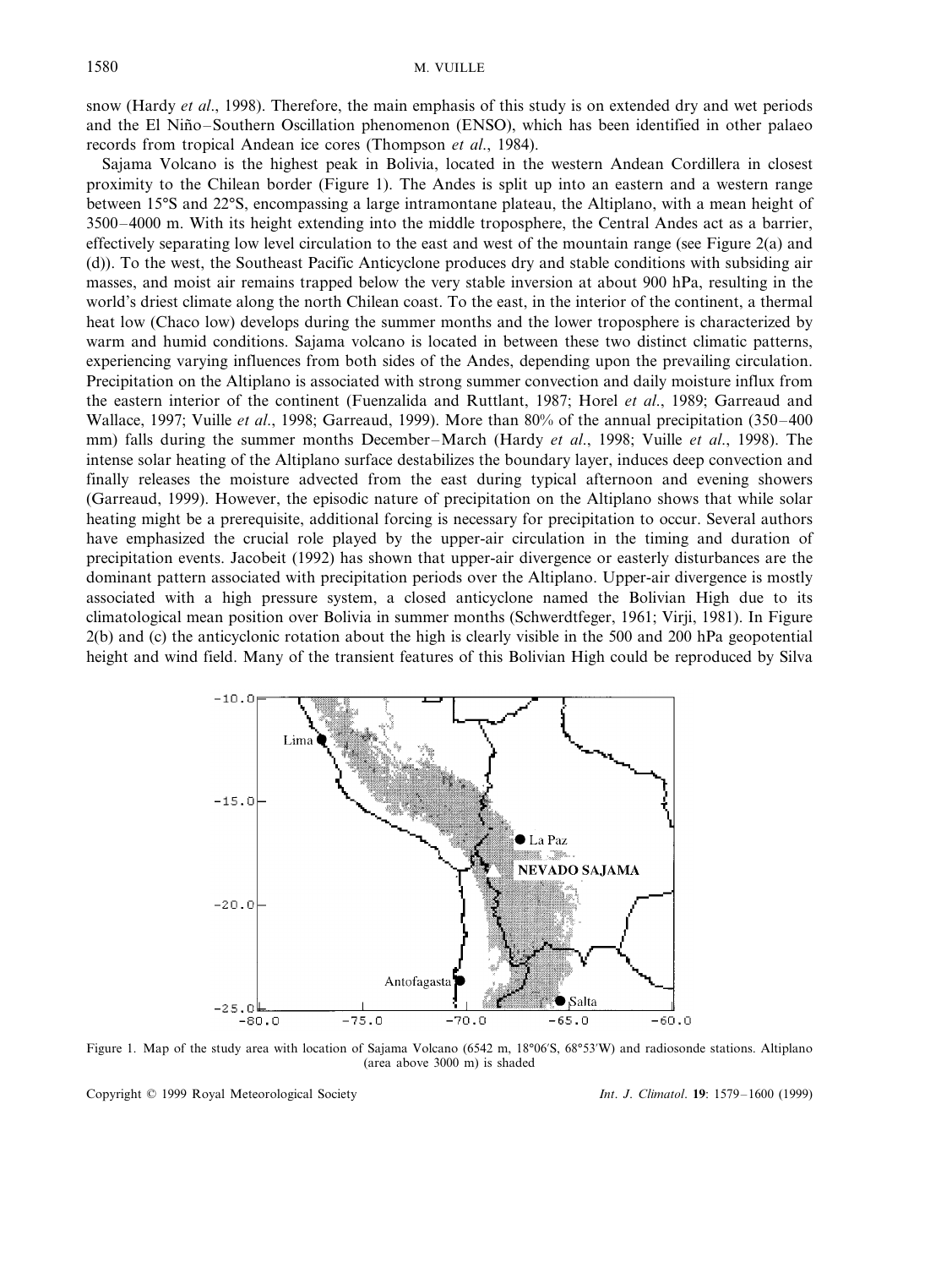snow (Hardy *et al*., 1998). Therefore, the main emphasis of this study is on extended dry and wet periods and the El Niño–Southern Oscillation phenomenon (ENSO), which has been identified in other palaeo records from tropical Andean ice cores (Thompson *et al*., 1984).

Sajama Volcano is the highest peak in Bolivia, located in the western Andean Cordillera in closest proximity to the Chilean border (Figure 1). The Andes is split up into an eastern and a western range between 15°S and 22°S, encompassing a large intramontane plateau, the Altiplano, with a mean height of 3500–4000 m. With its height extending into the middle troposphere, the Central Andes act as a barrier, effectively separating low level circulation to the east and west of the mountain range (see Figure 2(a) and (d)). To the west, the Southeast Pacific Anticyclone produces dry and stable conditions with subsiding air masses, and moist air remains trapped below the very stable inversion at about 900 hPa, resulting in the world's driest climate along the north Chilean coast. To the east, in the interior of the continent, a thermal heat low (Chaco low) develops during the summer months and the lower troposphere is characterized by warm and humid conditions. Sajama volcano is located in between these two distinct climatic patterns, experiencing varying influences from both sides of the Andes, depending upon the prevailing circulation. Precipitation on the Altiplano is associated with strong summer convection and daily moisture influx from the eastern interior of the continent (Fuenzalida and Ruttlant, 1987; Horel *et al*., 1989; Garreaud and Wallace, 1997; Vuille *et al*., 1998; Garreaud, 1999). More than 80% of the annual precipitation (350–400 mm) falls during the summer months December–March (Hardy *et al*., 1998; Vuille *et al*., 1998). The intense solar heating of the Altiplano surface destabilizes the boundary layer, induces deep convection and finally releases the moisture advected from the east during typical afternoon and evening showers (Garreaud, 1999). However, the episodic nature of precipitation on the Altiplano shows that while solar heating might be a prerequisite, additional forcing is necessary for precipitation to occur. Several authors have emphasized the crucial role played by the upper-air circulation in the timing and duration of precipitation events. Jacobeit (1992) has shown that upper-air divergence or easterly disturbances are the dominant pattern associated with precipitation periods over the Altiplano. Upper-air divergence is mostly associated with a high pressure system, a closed anticyclone named the Bolivian High due to its climatological mean position over Bolivia in summer months (Schwerdtfeger, 1961; Virji, 1981). In Figure 2(b) and (c) the anticyclonic rotation about the high is clearly visible in the 500 and 200 hPa geopotential height and wind field. Many of the transient features of this Bolivian High could be reproduced by Silva

Figure 1. Map of the study area with location of Sajama Volcano (6542 m, 18°06′S, 68°53′W) and radiosonde stations. Altiplano (area above 3000 m) is shaded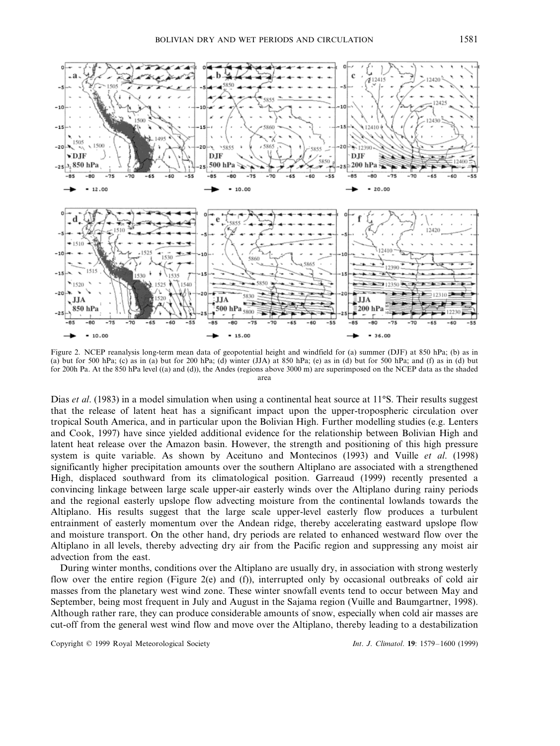Figure 2. NCEP reanalysis long-term mean data of geopotential height and windfield for (a) summer (DJF) at 850 hPa; (b) as in (a) but for 500 hPa; (c) as in (a) but for 200 hPa; (d) winter (JJA) at 850 hPa; (e) as in (d) but for 500 hPa; and (f) as in (d) but for 200h Pa. At the 850 hPa level ((a) and (d)), the Andes (regions above 3000 m) are superimposed on the NCEP data as the shaded area

Dias *et al*. (1983) in a model simulation when using a continental heat source at 11°S. Their results suggest that the release of latent heat has a significant impact upon the upper-tropospheric circulation over tropical South America, and in particular upon the Bolivian High. Further modelling studies (e.g. Lenters and Cook, 1997) have since yielded additional evidence for the relationship between Bolivian High and latent heat release over the Amazon basin. However, the strength and positioning of this high pressure system is quite variable. As shown by Aceituno and Montecinos (1993) and Vuille *et al*. (1998) significantly higher precipitation amounts over the southern Altiplano are associated with a strengthened High, displaced southward from its climatological position. Garreaud (1999) recently presented a convincing linkage between large scale upper-air easterly winds over the Altiplano during rainy periods and the regional easterly upslope flow advecting moisture from the continental lowlands towards the Altiplano. His results suggest that the large scale upper-level easterly flow produces a turbulent entrainment of easterly momentum over the Andean ridge, thereby accelerating eastward upslope flow and moisture transport. On the other hand, dry periods are related to enhanced westward flow over the Altiplano in all levels, thereby advecting dry air from the Pacific region and suppressing any moist air advection from the east.

During winter months, conditions over the Altiplano are usually dry, in association with strong westerly flow over the entire region (Figure 2(e) and (f)), interrupted only by occasional outbreaks of cold air masses from the planetary west wind zone. These winter snowfall events tend to occur between May and September, being most frequent in July and August in the Sajama region (Vuille and Baumgartner, 1998). Although rather rare, they can produce considerable amounts of snow, especially when cold air masses are cut-off from the general west wind flow and move over the Altiplano, thereby leading to a destabilization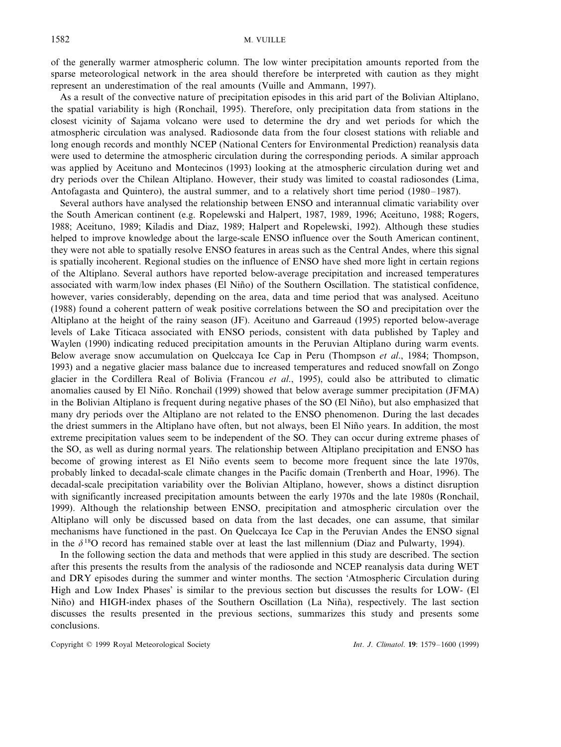of the generally warmer atmospheric column. The low winter precipitation amounts reported from the sparse meteorological network in the area should therefore be interpreted with caution as they might represent an underestimation of the real amounts (Vuille and Ammann, 1997).

As a result of the convective nature of precipitation episodes in this arid part of the Bolivian Altiplano, the spatial variability is high (Ronchail, 1995). Therefore, only precipitation data from stations in the closest vicinity of Sajama volcano were used to determine the dry and wet periods for which the atmospheric circulation was analysed. Radiosonde data from the four closest stations with reliable and long enough records and monthly NCEP (National Centers for Environmental Prediction) reanalysis data were used to determine the atmospheric circulation during the corresponding periods. A similar approach was applied by Aceituno and Montecinos (1993) looking at the atmospheric circulation during wet and dry periods over the Chilean Altiplano. However, their study was limited to coastal radiosondes (Lima, Antofagasta and Quintero), the austral summer, and to a relatively short time period (1980–1987).

Several authors have analysed the relationship between ENSO and interannual climatic variability over the South American continent (e.g. Ropelewski and Halpert, 1987, 1989, 1996; Aceituno, 1988; Rogers, 1988; Aceituno, 1989; Kiladis and Diaz, 1989; Halpert and Ropelewski, 1992). Although these studies helped to improve knowledge about the large-scale ENSO influence over the South American continent, they were not able to spatially resolve ENSO features in areas such as the Central Andes, where this signal is spatially incoherent. Regional studies on the influence of ENSO have shed more light in certain regions of the Altiplano. Several authors have reported below-average precipitation and increased temperatures associated with warm/low index phases (El Niño) of the Southern Oscillation. The statistical confidence, however, varies considerably, depending on the area, data and time period that was analysed. Aceituno (1988) found a coherent pattern of weak positive correlations between the SO and precipitation over the Altiplano at the height of the rainy season (JF). Aceituno and Garreaud (1995) reported below-average levels of Lake Titicaca associated with ENSO periods, consistent with data published by Tapley and Waylen (1990) indicating reduced precipitation amounts in the Peruvian Altiplano during warm events. Below average snow accumulation on Quelccaya Ice Cap in Peru (Thompson *et al*., 1984; Thompson, 1993) and a negative glacier mass balance due to increased temperatures and reduced snowfall on Zongo glacier in the Cordillera Real of Bolivia (Francou *et al*., 1995), could also be attributed to climatic anomalies caused by El Niño. Ronchail (1999) showed that below average summer precipitation (JFMA) in the Bolivian Altiplano is frequent during negative phases of the SO (El Niño), but also emphasized that many dry periods over the Altiplano are not related to the ENSO phenomenon. During the last decades the driest summers in the Altiplano have often, but not always, been El Niño years. In addition, the most extreme precipitation values seem to be independent of the SO. They can occur during extreme phases of the SO, as well as during normal years. The relationship between Altiplano precipitation and ENSO has become of growing interest as El Niño events seem to become more frequent since the late 1970s, probably linked to decadal-scale climate changes in the Pacific domain (Trenberth and Hoar, 1996). The decadal-scale precipitation variability over the Bolivian Altiplano, however, shows a distinct disruption with significantly increased precipitation amounts between the early 1970s and the late 1980s (Ronchail, 1999). Although the relationship between ENSO, precipitation and atmospheric circulation over the Altiplano will only be discussed based on data from the last decades, one can assume, that similar mechanisms have functioned in the past. On Quelccaya Ice Cap in the Peruvian Andes the ENSO signal in the $\delta^{18}$O record has remained stable over at least the last millennium (Diaz and Pulwarty, 1994).

In the following section the data and methods that were applied in this study are described. The section after this presents the results from the analysis of the radiosonde and NCEP reanalysis data during WET and DRY episodes during the summer and winter months. The section 'Atmospheric Circulation during High and Low Index Phases' is similar to the previous section but discusses the results for LOW- (El Niño) and HIGH-index phases of the Southern Oscillation (La Niña), respectively. The last section discusses the results presented in the previous sections, summarizes this study and presents some conclusions.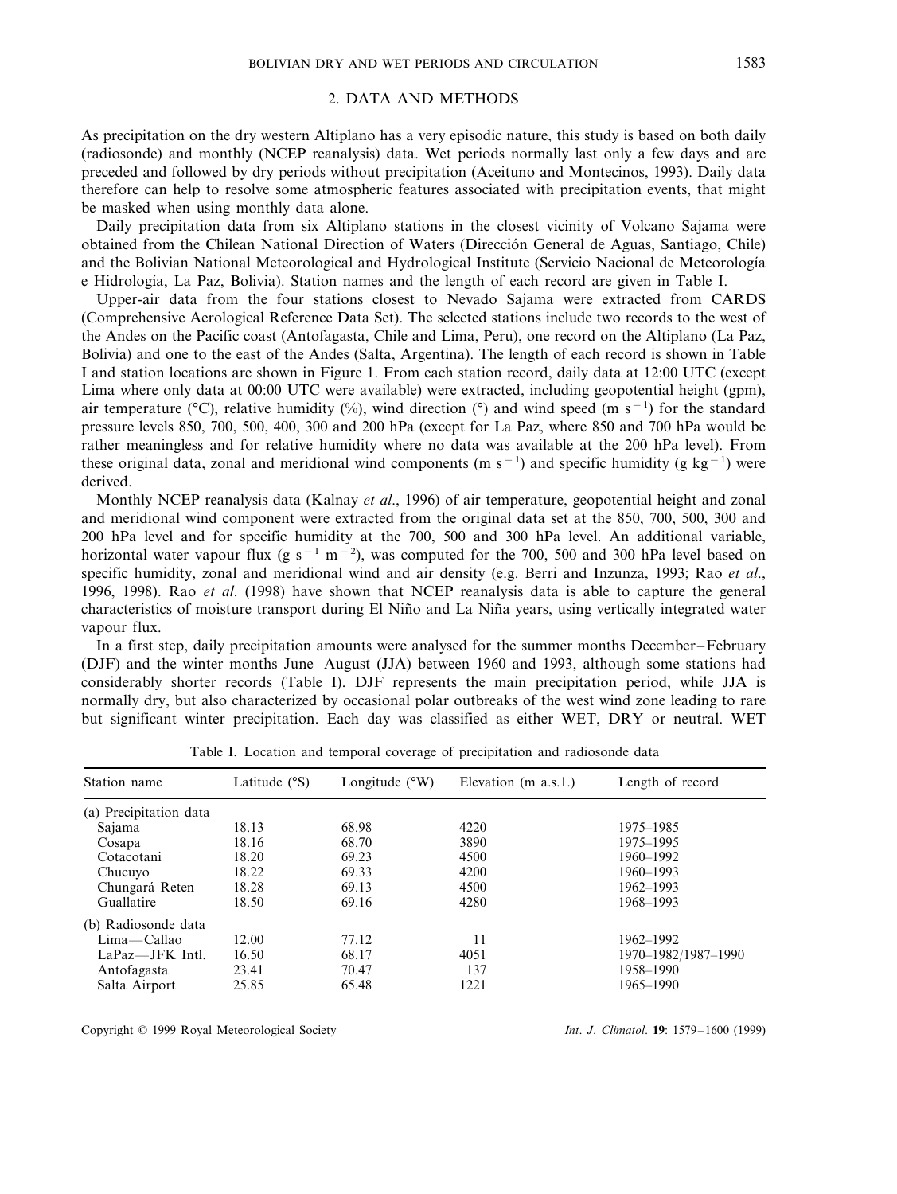## 2. DATA AND METHODS

As precipitation on the dry western Altiplano has a very episodic nature, this study is based on both daily (radiosonde) and monthly (NCEP reanalysis) data. Wet periods normally last only a few days and are preceded and followed by dry periods without precipitation (Aceituno and Montecinos, 1993). Daily data therefore can help to resolve some atmospheric features associated with precipitation events, that might be masked when using monthly data alone.

Daily precipitation data from six Altiplano stations in the closest vicinity of Volcano Sajama were obtained from the Chilean National Direction of Waters (Dirección General de Aguas, Santiago, Chile) and the Bolivian National Meteorological and Hydrological Institute (Servicio Nacional de Meteorología e Hidrología, La Paz, Bolivia). Station names and the length of each record are given in Table I.

Upper-air data from the four stations closest to Nevado Sajama were extracted from CARDS (Comprehensive Aerological Reference Data Set). The selected stations include two records to the west of the Andes on the Pacific coast (Antofagasta, Chile and Lima, Peru), one record on the Altiplano (La Paz, Bolivia) and one to the east of the Andes (Salta, Argentina). The length of each record is shown in Table I and station locations are shown in Figure 1. From each station record, daily data at 12:00 UTC (except Lima where only data at 00:00 UTC were available) were extracted, including geopotential height (gpm), air temperature (°C), relative humidity (%), wind direction (°) and wind speed (m $s^{-1}$) for the standard pressure levels 850, 700, 500, 400, 300 and 200 hPa (except for La Paz, where 850 and 700 hPa would be rather meaningless and for relative humidity where no data was available at the 200 hPa level). From these original data, zonal and meridional wind components (m $s^{-1}$) and specific humidity (g $kg^{-1}$) were derived.

Monthly NCEP reanalysis data (Kalnay *et al*., 1996) of air temperature, geopotential height and zonal and meridional wind component were extracted from the original data set at the 850, 700, 500, 300 and 200 hPa level and for specific humidity at the 700, 500 and 300 hPa level. An additional variable, horizontal water vapour flux (g $s^{-1}$ $m^{-2}$), was computed for the 700, 500 and 300 hPa level based on specific humidity, zonal and meridional wind and air density (e.g. Berri and Inzunza, 1993; Rao *et al*., 1996, 1998). Rao *et al*. (1998) have shown that NCEP reanalysis data is able to capture the general characteristics of moisture transport during El Niño and La Niña years, using vertically integrated water vapour flux.

In a first step, daily precipitation amounts were analysed for the summer months December–February (DJF) and the winter months June–August (JJA) between 1960 and 1993, although some stations had considerably shorter records (Table I). DJF represents the main precipitation period, while JJA is normally dry, but also characterized by occasional polar outbreaks of the west wind zone leading to rare but significant winter precipitation. Each day was classified as either WET, DRY or neutral. WET

Table I. Location and temporal coverage of precipitation and radiosonde data

| Station name | Latitude (°S) | Longitude (°W) | Elevation (m a.s.l.) | Length of record |
|---|---|---|---|---|
| (a) Precipitation data | | | | |
| Sajama | 18.13 | 68.98 | 4220 | 1975–1985 |
| Cosapa | 18.16 | 68.70 | 3890 | 1975–1995 |
| Cotacotani | 18.20 | 69.23 | 4500 | 1960–1992 |
| Chucuyo | 18.22 | 69.33 | 4200 | 1960–1993 |
| Chungará Reten | 18.28 | 69.13 | 4500 | 1962–1993 |
| Guallatire | 18.50 | 69.16 | 4280 | 1968–1993 |
| (b) Radiosonde data | | | | |
| Lima—Callao | 12.00 | 77.12 | 11 | 1962–1992 |
| LaPaz—JFK Intl. | 16.50 | 68.17 | 4051 | 1970–1982/1987–1990 |
| Antofagasta | 23.41 | 70.47 | 137 | 1958–1990 |
| Salta Airport | 25.85 | 65.48 | 1221 | 1965–1990 |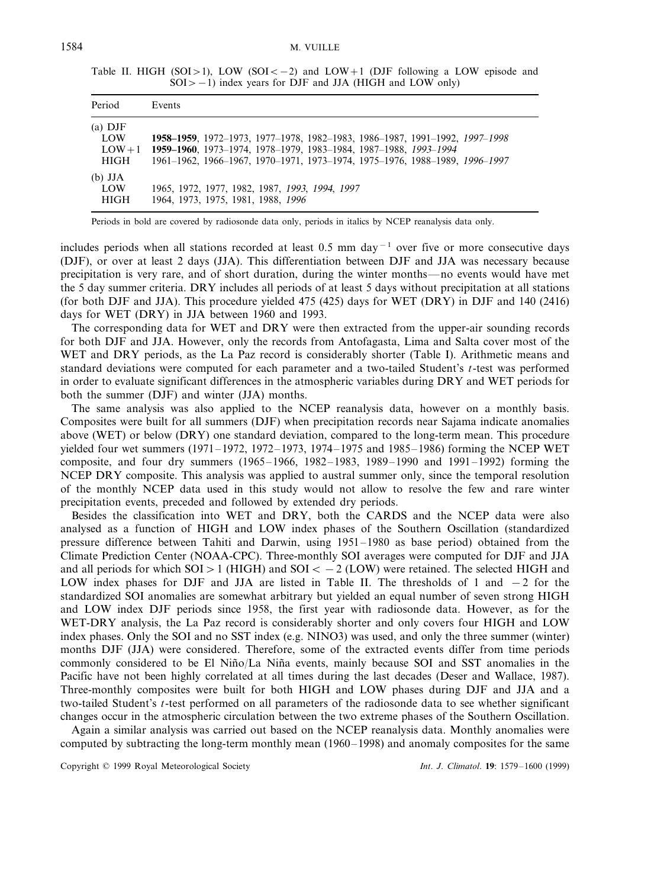Table II. HIGH (SOI > 1), LOW (SOI < −2) and LOW+1 (DJF following a LOW episode and SOI > −1) index years for DJF and JJA (HIGH and LOW only)

| Period | Events |
|---|---|
| (a) DJF | |
| LOW | **1958–1959**, 1972–1973, 1977–1978, 1982–1983, 1986–1987, 1991–1992, *1997–1998* |
| LOW+1 | **1959–1960**, 1973–1974, 1978–1979, 1983–1984, 1987–1988, *1993–1994* |
| HIGH | 1961–1962, 1966–1967, 1970–1971, 1973–1974, 1975–1976, 1988–1989, *1996–1997* |
| (b) JJA | |
| LOW | 1965, 1972, 1977, 1982, 1987, *1993*, *1994*, *1997* |
| HIGH | 1964, 1973, 1975, 1981, 1988, *1996* |

Periods in bold are covered by radiosonde data only, periods in italics by NCEP reanalysis data only.

includes periods when all stations recorded at least 0.5 mm day$^{-1}$ over five or more consecutive days (DJF), or over at least 2 days (JJA). This differentiation between DJF and JJA was necessary because precipitation is very rare, and of short duration, during the winter months—no events would have met the 5 day summer criteria. DRY includes all periods of at least 5 days without precipitation at all stations (for both DJF and JJA). This procedure yielded 475 (425) days for WET (DRY) in DJF and 140 (2416) days for WET (DRY) in JJA between 1960 and 1993.

The corresponding data for WET and DRY were then extracted from the upper-air sounding records for both DJF and JJA. However, only the records from Antofagasta, Lima and Salta cover most of the WET and DRY periods, as the La Paz record is considerably shorter (Table I). Arithmetic means and standard deviations were computed for each parameter and a two-tailed Student's $t$-test was performed in order to evaluate significant differences in the atmospheric variables during DRY and WET periods for both the summer (DJF) and winter (JJA) months.

The same analysis was also applied to the NCEP reanalysis data, however on a monthly basis. Composites were built for all summers (DJF) when precipitation records near Sajama indicate anomalies above (WET) or below (DRY) one standard deviation, compared to the long-term mean. This procedure yielded four wet summers (1971–1972, 1972–1973, 1974–1975 and 1985–1986) forming the NCEP WET composite, and four dry summers (1965–1966, 1982–1983, 1989–1990 and 1991–1992) forming the NCEP DRY composite. This analysis was applied to austral summer only, since the temporal resolution of the monthly NCEP data used in this study would not allow to resolve the few and rare winter precipitation events, preceded and followed by extended dry periods.

Besides the classification into WET and DRY, both the CARDS and the NCEP data were also analysed as a function of HIGH and LOW index phases of the Southern Oscillation (standardized pressure difference between Tahiti and Darwin, using 1951–1980 as base period) obtained from the Climate Prediction Center (NOAA-CPC). Three-monthly SOI averages were computed for DJF and JJA and all periods for which SOI > 1 (HIGH) and SOI < −2 (LOW) were retained. The selected HIGH and LOW index phases for DJF and JJA are listed in Table II. The thresholds of 1 and −2 for the standardized SOI anomalies are somewhat arbitrary but yielded an equal number of seven strong HIGH and LOW index DJF periods since 1958, the first year with radiosonde data. However, as for the WET-DRY analysis, the La Paz record is considerably shorter and only covers four HIGH and LOW index phases. Only the SOI and no SST index (e.g. NINO3) was used, and only the three summer (winter) months DJF (JJA) were considered. Therefore, some of the extracted events differ from time periods commonly considered to be El Niño/La Niña events, mainly because SOI and SST anomalies in the Pacific have not been highly correlated at all times during the last decades (Deser and Wallace, 1987). Three-monthly composites were built for both HIGH and LOW phases during DJF and JJA and a two-tailed Student's $t$-test performed on all parameters of the radiosonde data to see whether significant changes occur in the atmospheric circulation between the two extreme phases of the Southern Oscillation.

Again a similar analysis was carried out based on the NCEP reanalysis data. Monthly anomalies were computed by subtracting the long-term monthly mean (1960–1998) and anomaly composites for the same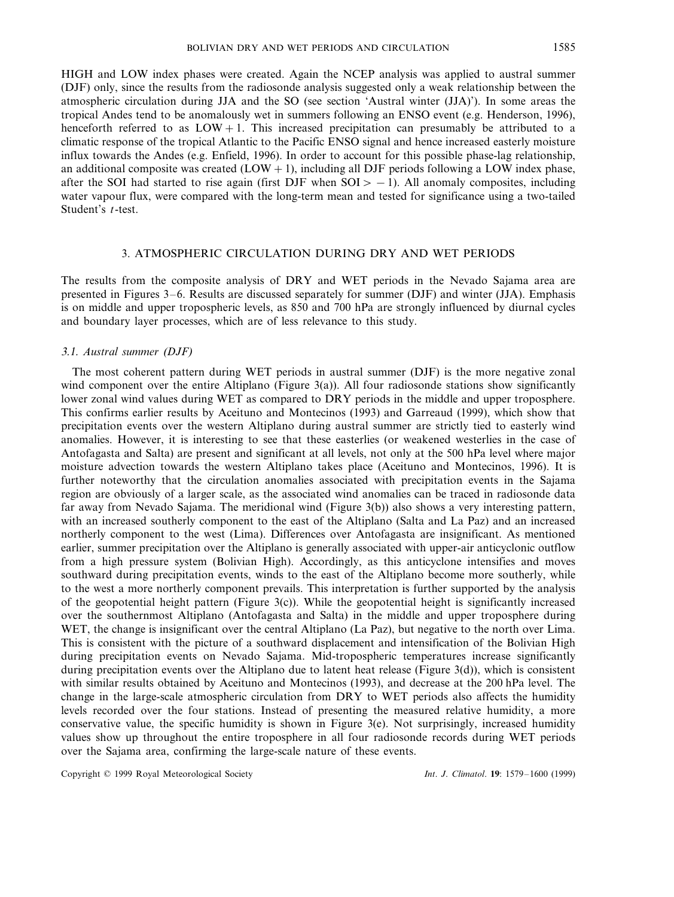HIGH and LOW index phases were created. Again the NCEP analysis was applied to austral summer (DJF) only, since the results from the radiosonde analysis suggested only a weak relationship between the atmospheric circulation during JJA and the SO (see section 'Austral winter (JJA)'). In some areas the tropical Andes tend to be anomalously wet in summers following an ENSO event (e.g. Henderson, 1996), henceforth referred to as LOW + 1. This increased precipitation can presumably be attributed to a climatic response of the tropical Atlantic to the Pacific ENSO signal and hence increased easterly moisture influx towards the Andes (e.g. Enfield, 1996). In order to account for this possible phase-lag relationship, an additional composite was created (LOW + 1), including all DJF periods following a LOW index phase, after the SOI had started to rise again (first DJF when SOI $> -1$). All anomaly composites, including water vapour flux, were compared with the long-term mean and tested for significance using a two-tailed Student's $t$-test.

## 3. ATMOSPHERIC CIRCULATION DURING DRY AND WET PERIODS

The results from the composite analysis of DRY and WET periods in the Nevado Sajama area are presented in Figures 3–6. Results are discussed separately for summer (DJF) and winter (JJA). Emphasis is on middle and upper tropospheric levels, as 850 and 700 hPa are strongly influenced by diurnal cycles and boundary layer processes, which are of less relevance to this study.

### 3.1. Austral summer (DJF)

The most coherent pattern during WET periods in austral summer (DJF) is the more negative zonal wind component over the entire Altiplano (Figure 3(a)). All four radiosonde stations show significantly lower zonal wind values during WET as compared to DRY periods in the middle and upper troposphere. This confirms earlier results by Aceituno and Montecinos (1993) and Garreaud (1999), which show that precipitation events over the western Altiplano during austral summer are strictly tied to easterly wind anomalies. However, it is interesting to see that these easterlies (or weakened westerlies in the case of Antofagasta and Salta) are present and significant at all levels, not only at the 500 hPa level where major moisture advection towards the western Altiplano takes place (Aceituno and Montecinos, 1996). It is further noteworthy that the circulation anomalies associated with precipitation events in the Sajama region are obviously of a larger scale, as the associated wind anomalies can be traced in radiosonde data far away from Nevado Sajama. The meridional wind (Figure 3(b)) also shows a very interesting pattern, with an increased southerly component to the east of the Altiplano (Salta and La Paz) and an increased northerly component to the west (Lima). Differences over Antofagasta are insignificant. As mentioned earlier, summer precipitation over the Altiplano is generally associated with upper-air anticyclonic outflow from a high pressure system (Bolivian High). Accordingly, as this anticyclone intensifies and moves southward during precipitation events, winds to the east of the Altiplano become more southerly, while to the west a more northerly component prevails. This interpretation is further supported by the analysis of the geopotential height pattern (Figure 3(c)). While the geopotential height is significantly increased over the southernmost Altiplano (Antofagasta and Salta) in the middle and upper troposphere during WET, the change is insignificant over the central Altiplano (La Paz), but negative to the north over Lima. This is consistent with the picture of a southward displacement and intensification of the Bolivian High during precipitation events on Nevado Sajama. Mid-tropospheric temperatures increase significantly during precipitation events over the Altiplano due to latent heat release (Figure 3(d)), which is consistent with similar results obtained by Aceituno and Montecinos (1993), and decrease at the 200 hPa level. The change in the large-scale atmospheric circulation from DRY to WET periods also affects the humidity levels recorded over the four stations. Instead of presenting the measured relative humidity, a more conservative value, the specific humidity is shown in Figure 3(e). Not surprisingly, increased humidity values show up throughout the entire troposphere in all four radiosonde records during WET periods over the Sajama area, confirming the large-scale nature of these events.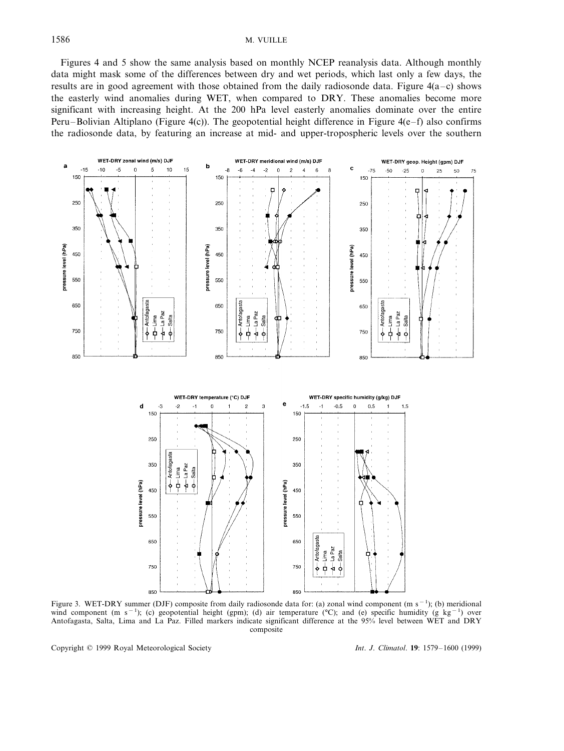Figures 4 and 5 show the same analysis based on monthly NCEP reanalysis data. Although monthly data might mask some of the differences between dry and wet periods, which last only a few days, the results are in good agreement with those obtained from the daily radiosonde data. Figure 4(a–c) shows the easterly wind anomalies during WET, when compared to DRY. These anomalies become more significant with increasing height. At the 200 hPa level easterly anomalies dominate over the entire Peru–Bolivian Altiplano (Figure 4(c)). The geopotential height difference in Figure 4(e–f) also confirms the radiosonde data, by featuring an increase at mid- and upper-tropospheric levels over the southern

Figure 3. WET-DRY summer (DJF) composite from daily radiosonde data for: (a) zonal wind component (m s$^{-1}$); (b) meridional wind component (m s$^{-1}$); (c) geopotential height (gpm); (d) air temperature (°C); and (e) specific humidity (g kg$^{-1}$) over Antofagasta, Salta, Lima and La Paz. Filled markers indicate significant difference at the 95% level between WET and DRY composite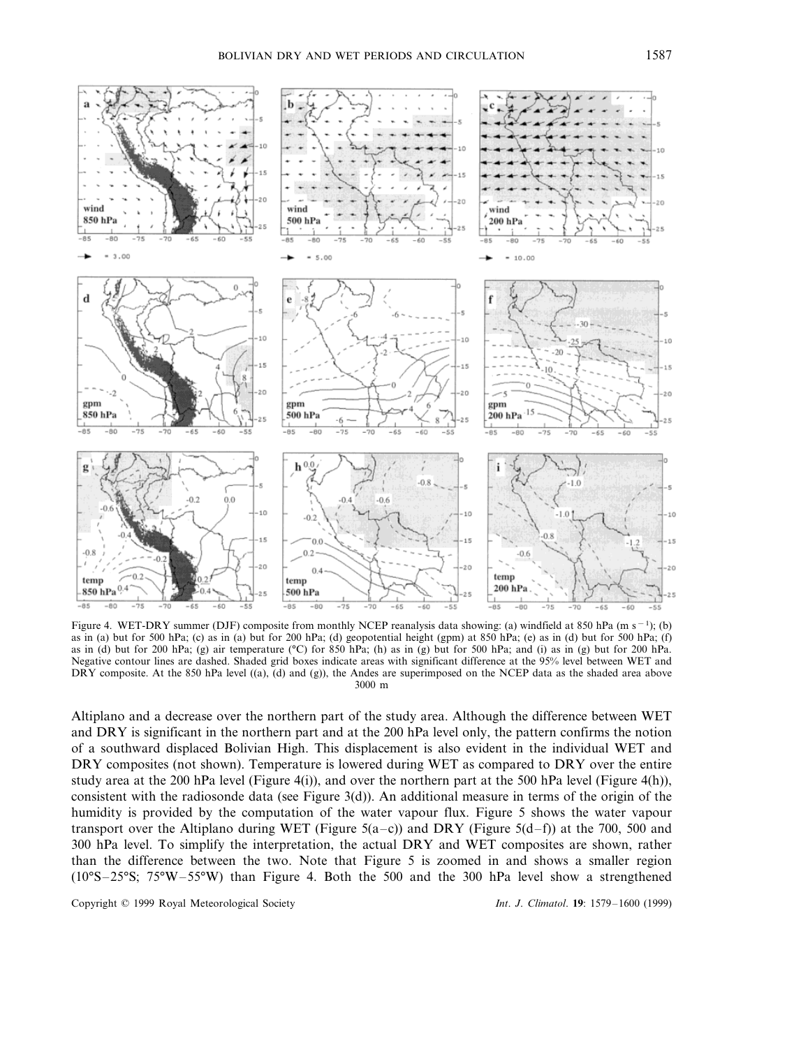Figure 4. WET-DRY summer (DJF) composite from monthly NCEP reanalysis data showing: (a) windfield at 850 hPa (m s$^{-1}$); (b) as in (a) but for 500 hPa; (c) as in (a) but for 200 hPa; (d) geopotential height (gpm) at 850 hPa; (e) as in (d) but for 500 hPa; (f) as in (d) but for 200 hPa; (g) air temperature (°C) for 850 hPa; (h) as in (g) but for 500 hPa; and (i) as in (g) but for 200 hPa. Negative contour lines are dashed. Shaded grid boxes indicate areas with significant difference at the 95% level between WET and DRY composite. At the 850 hPa level ((a), (d) and (g)), the Andes are superimposed on the NCEP data as the shaded area above 3000 m

Altiplano and a decrease over the northern part of the study area. Although the difference between WET and DRY is significant in the northern part and at the 200 hPa level only, the pattern confirms the notion of a southward displaced Bolivian High. This displacement is also evident in the individual WET and DRY composites (not shown). Temperature is lowered during WET as compared to DRY over the entire study area at the 200 hPa level (Figure 4(i)), and over the northern part at the 500 hPa level (Figure 4(h)), consistent with the radiosonde data (see Figure 3(d)). An additional measure in terms of the origin of the humidity is provided by the computation of the water vapour flux. Figure 5 shows the water vapour transport over the Altiplano during WET (Figure 5(a–c)) and DRY (Figure 5(d–f)) at the 700, 500 and 300 hPa level. To simplify the interpretation, the actual DRY and WET composites are shown, rather than the difference between the two. Note that Figure 5 is zoomed in and shows a smaller region (10°S–25°S; 75°W–55°W) than Figure 4. Both the 500 and the 300 hPa level show a strengthened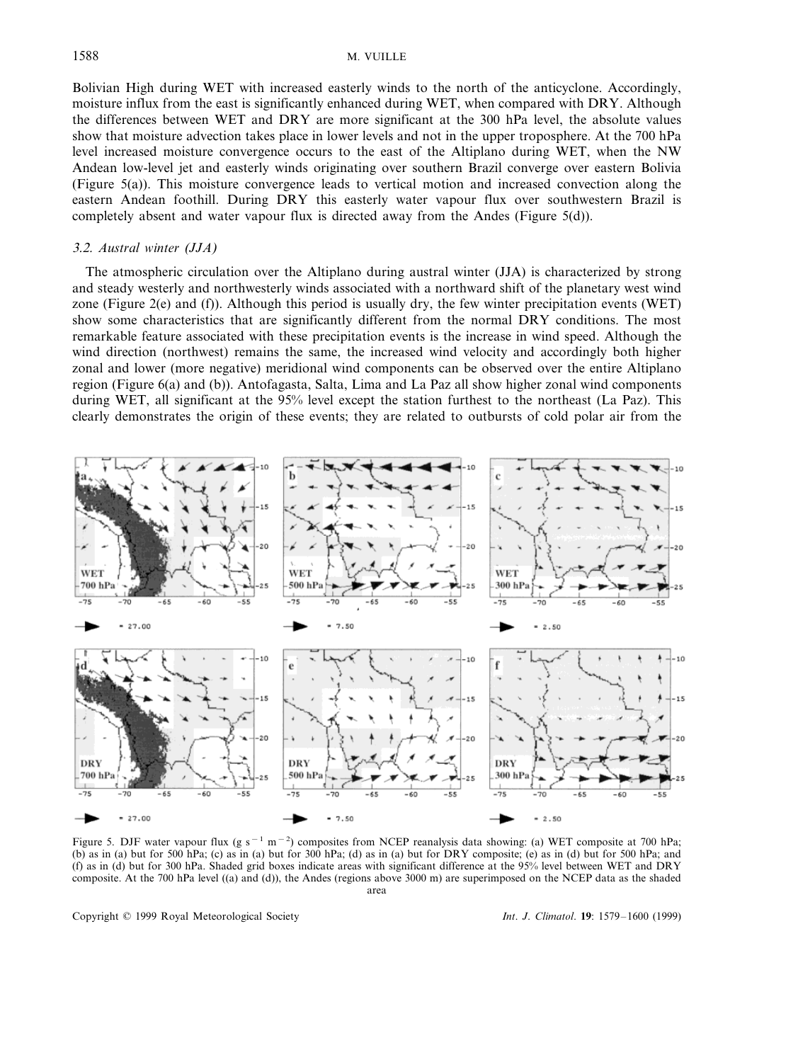Bolivian High during WET with increased easterly winds to the north of the anticyclone. Accordingly, moisture influx from the east is significantly enhanced during WET, when compared with DRY. Although the differences between WET and DRY are more significant at the 300 hPa level, the absolute values show that moisture advection takes place in lower levels and not in the upper troposphere. At the 700 hPa level increased moisture convergence occurs to the east of the Altiplano during WET, when the NW Andean low-level jet and easterly winds originating over southern Brazil converge over eastern Bolivia (Figure 5(a)). This moisture convergence leads to vertical motion and increased convection along the eastern Andean foothill. During DRY this easterly water vapour flux over southwestern Brazil is completely absent and water vapour flux is directed away from the Andes (Figure 5(d)).

### *3.2. Austral winter (JJA)*

The atmospheric circulation over the Altiplano during austral winter (JJA) is characterized by strong and steady westerly and northwesterly winds associated with a northward shift of the planetary west wind zone (Figure 2(e) and (f)). Although this period is usually dry, the few winter precipitation events (WET) show some characteristics that are significantly different from the normal DRY conditions. The most remarkable feature associated with these precipitation events is the increase in wind speed. Although the wind direction (northwest) remains the same, the increased wind velocity and accordingly both higher zonal and lower (more negative) meridional wind components can be observed over the entire Altiplano region (Figure 6(a) and (b)). Antofagasta, Salta, Lima and La Paz all show higher zonal wind components during WET, all significant at the 95% level except the station furthest to the northeast (La Paz). This clearly demonstrates the origin of these events; they are related to outbursts of cold polar air from the

Figure 5. DJF water vapour flux (g $s^{-1}$ $m^{-2}$) composites from NCEP reanalysis data showing: (a) WET composite at 700 hPa; (b) as in (a) but for 500 hPa; (c) as in (a) but for 300 hPa; (d) as in (a) but for DRY composite; (e) as in (d) but for 500 hPa; and (f) as in (d) but for 300 hPa. Shaded grid boxes indicate areas with significant difference at the 95% level between WET and DRY composite. At the 700 hPa level ((a) and (d)), the Andes (regions above 3000 m) are superimposed on the NCEP data as the shaded area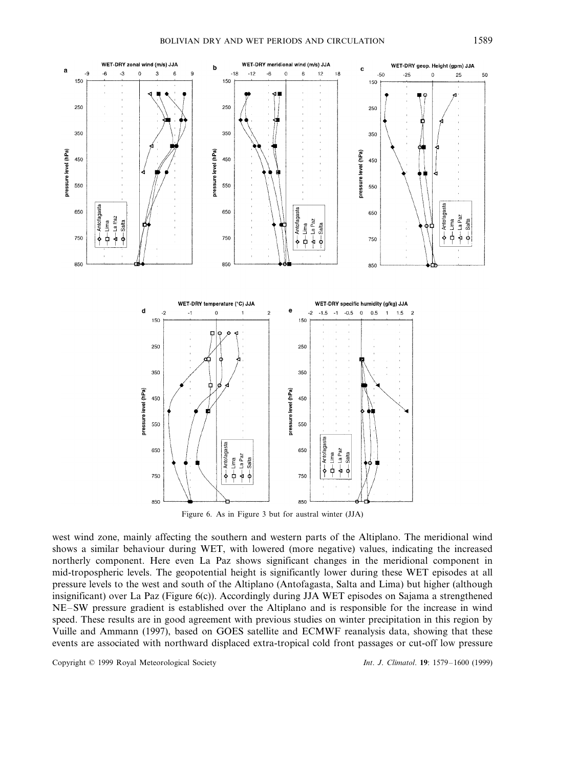Figure 6. As in Figure 3 but for austral winter (JJA)

west wind zone, mainly affecting the southern and western parts of the Altiplano. The meridional wind shows a similar behaviour during WET, with lowered (more negative) values, indicating the increased northerly component. Here even La Paz shows significant changes in the meridional component in mid-tropospheric levels. The geopotential height is significantly lower during these WET episodes at all pressure levels to the west and south of the Altiplano (Antofagasta, Salta and Lima) but higher (although insignificant) over La Paz (Figure 6(c)). Accordingly during JJA WET episodes on Sajama a strengthened NE–SW pressure gradient is established over the Altiplano and is responsible for the increase in wind speed. These results are in good agreement with previous studies on winter precipitation in this region by Vuille and Ammann (1997), based on GOES satellite and ECMWF reanalysis data, showing that these events are associated with northward displaced extra-tropical cold front passages or cut-off low pressure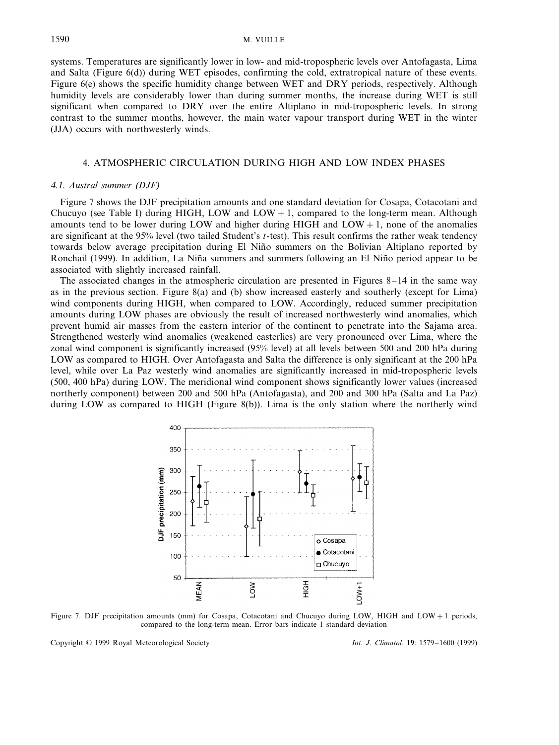systems. Temperatures are significantly lower in low- and mid-tropospheric levels over Antofagasta, Lima and Salta (Figure 6(d)) during WET episodes, confirming the cold, extratropical nature of these events. Figure 6(e) shows the specific humidity change between WET and DRY periods, respectively. Although humidity levels are considerably lower than during summer months, the increase during WET is still significant when compared to DRY over the entire Altiplano in mid-tropospheric levels. In strong contrast to the summer months, however, the main water vapour transport during WET in the winter (JJA) occurs with northwesterly winds.

## 4. ATMOSPHERIC CIRCULATION DURING HIGH AND LOW INDEX PHASES

### *4.1. Austral summer (DJF)*

Figure 7 shows the DJF precipitation amounts and one standard deviation for Cosapa, Cotacotani and Chucuyo (see Table I) during HIGH, LOW and LOW + 1, compared to the long-term mean. Although amounts tend to be lower during LOW and higher during HIGH and LOW + 1, none of the anomalies are significant at the 95% level (two tailed Student's *t*-test). This result confirms the rather weak tendency towards below average precipitation during El Niño summers on the Bolivian Altiplano reported by Ronchail (1999). In addition, La Niña summers and summers following an El Niño period appear to be associated with slightly increased rainfall.

The associated changes in the atmospheric circulation are presented in Figures 8–14 in the same way as in the previous section. Figure 8(a) and (b) show increased easterly and southerly (except for Lima) wind components during HIGH, when compared to LOW. Accordingly, reduced summer precipitation amounts during LOW phases are obviously the result of increased northwesterly wind anomalies, which prevent humid air masses from the eastern interior of the continent to penetrate into the Sajama area. Strengthened westerly wind anomalies (weakened easterlies) are very pronounced over Lima, where the zonal wind component is significantly increased (95% level) at all levels between 500 and 200 hPa during LOW as compared to HIGH. Over Antofagasta and Salta the difference is only significant at the 200 hPa level, while over La Paz westerly wind anomalies are significantly increased in mid-tropospheric levels (500, 400 hPa) during LOW. The meridional wind component shows significantly lower values (increased northerly component) between 200 and 500 hPa (Antofagasta), and 200 and 300 hPa (Salta and La Paz) during LOW as compared to HIGH (Figure 8(b)). Lima is the only station where the northerly wind

Figure 7. DJF precipitation amounts (mm) for Cosapa, Cotacotani and Chucuyo during LOW, HIGH and LOW + 1 periods, compared to the long-term mean. Error bars indicate 1 standard deviation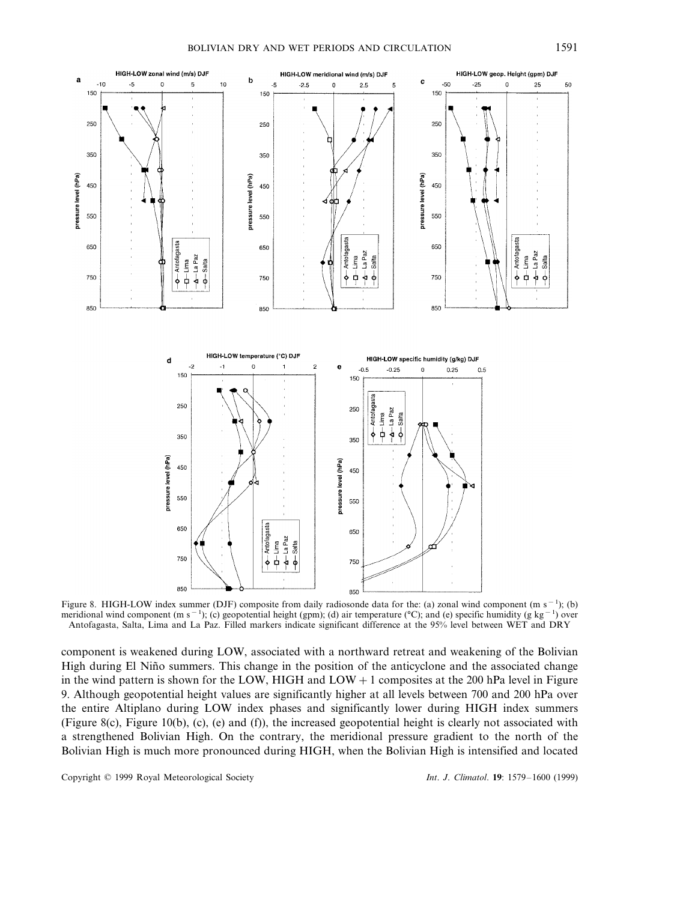Figure 8. HIGH-LOW index summer (DJF) composite from daily radiosonde data for the: (a) zonal wind component (m s$^{-1}$); (b) meridional wind component (m s$^{-1}$); (c) geopotential height (gpm); (d) air temperature (°C); and (e) specific humidity (g kg$^{-1}$) over Antofagasta, Salta, Lima and La Paz. Filled markers indicate significant difference at the 95% level between WET and DRY

component is weakened during LOW, associated with a northward retreat and weakening of the Bolivian High during El Niño summers. This change in the position of the anticyclone and the associated change in the wind pattern is shown for the LOW, HIGH and LOW + 1 composites at the 200 hPa level in Figure 9. Although geopotential height values are significantly higher at all levels between 700 and 200 hPa over the entire Altiplano during LOW index phases and significantly lower during HIGH index summers (Figure 8(c), Figure 10(b), (c), (e) and (f)), the increased geopotential height is clearly not associated with a strengthened Bolivian High. On the contrary, the meridional pressure gradient to the north of the Bolivian High is much more pronounced during HIGH, when the Bolivian High is intensified and located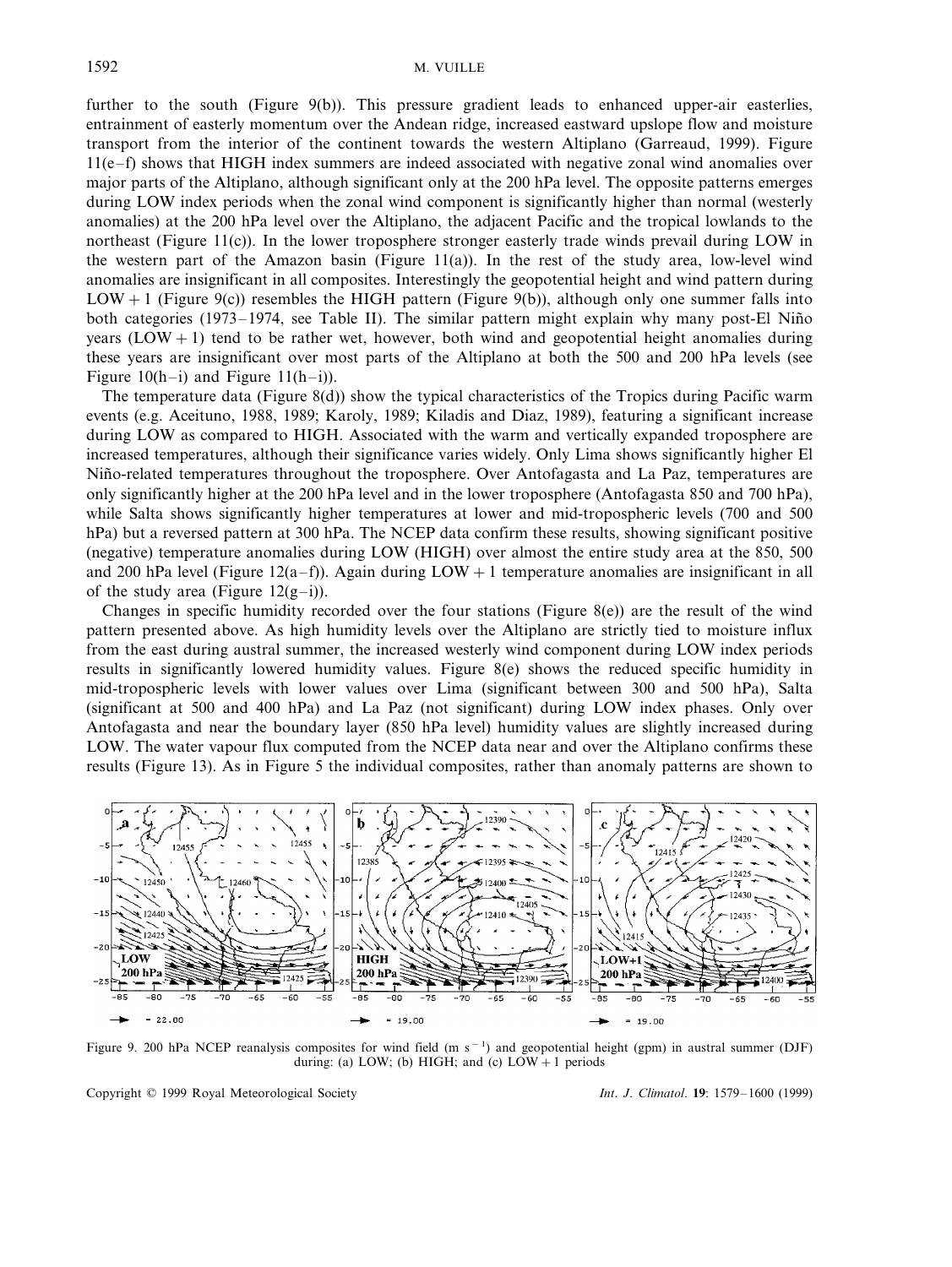further to the south (Figure 9(b)). This pressure gradient leads to enhanced upper-air easterlies, entrainment of easterly momentum over the Andean ridge, increased eastward upslope flow and moisture transport from the interior of the continent towards the western Altiplano (Garreaud, 1999). Figure 11(e–f) shows that HIGH index summers are indeed associated with negative zonal wind anomalies over major parts of the Altiplano, although significant only at the 200 hPa level. The opposite patterns emerges during LOW index periods when the zonal wind component is significantly higher than normal (westerly anomalies) at the 200 hPa level over the Altiplano, the adjacent Pacific and the tropical lowlands to the northeast (Figure 11(c)). In the lower troposphere stronger easterly trade winds prevail during LOW in the western part of the Amazon basin (Figure 11(a)). In the rest of the study area, low-level wind anomalies are insignificant in all composites. Interestingly the geopotential height and wind pattern during LOW + 1 (Figure 9(c)) resembles the HIGH pattern (Figure 9(b)), although only one summer falls into both categories (1973–1974, see Table II). The similar pattern might explain why many post-El Niño years (LOW + 1) tend to be rather wet, however, both wind and geopotential height anomalies during these years are insignificant over most parts of the Altiplano at both the 500 and 200 hPa levels (see Figure 10(h–i) and Figure 11(h–i)).

The temperature data (Figure 8(d)) show the typical characteristics of the Tropics during Pacific warm events (e.g. Aceituno, 1988, 1989; Karoly, 1989; Kiladis and Diaz, 1989), featuring a significant increase during LOW as compared to HIGH. Associated with the warm and vertically expanded troposphere are increased temperatures, although their significance varies widely. Only Lima shows significantly higher El Niño-related temperatures throughout the troposphere. Over Antofagasta and La Paz, temperatures are only significantly higher at the 200 hPa level and in the lower troposphere (Antofagasta 850 and 700 hPa), while Salta shows significantly higher temperatures at lower and mid-tropospheric levels (700 and 500 hPa) but a reversed pattern at 300 hPa. The NCEP data confirm these results, showing significant positive (negative) temperature anomalies during LOW (HIGH) over almost the entire study area at the 850, 500 and 200 hPa level (Figure 12(a–f)). Again during LOW + 1 temperature anomalies are insignificant in all of the study area (Figure 12(g–i)).

Changes in specific humidity recorded over the four stations (Figure 8(e)) are the result of the wind pattern presented above. As high humidity levels over the Altiplano are strictly tied to moisture influx from the east during austral summer, the increased westerly wind component during LOW index periods results in significantly lowered humidity values. Figure 8(e) shows the reduced specific humidity in mid-tropospheric levels with lower values over Lima (significant between 300 and 500 hPa), Salta (significant at 500 and 400 hPa) and La Paz (not significant) during LOW index phases. Only over Antofagasta and near the boundary layer (850 hPa level) humidity values are slightly increased during LOW. The water vapour flux computed from the NCEP data near and over the Altiplano confirms these results (Figure 13). As in Figure 5 the individual composites, rather than anomaly patterns are shown to

Figure 9. 200 hPa NCEP reanalysis composites for wind field (m s$^{-1}$) and geopotential height (gpm) in austral summer (DJF) during: (a) LOW; (b) HIGH; and (c) LOW + 1 periods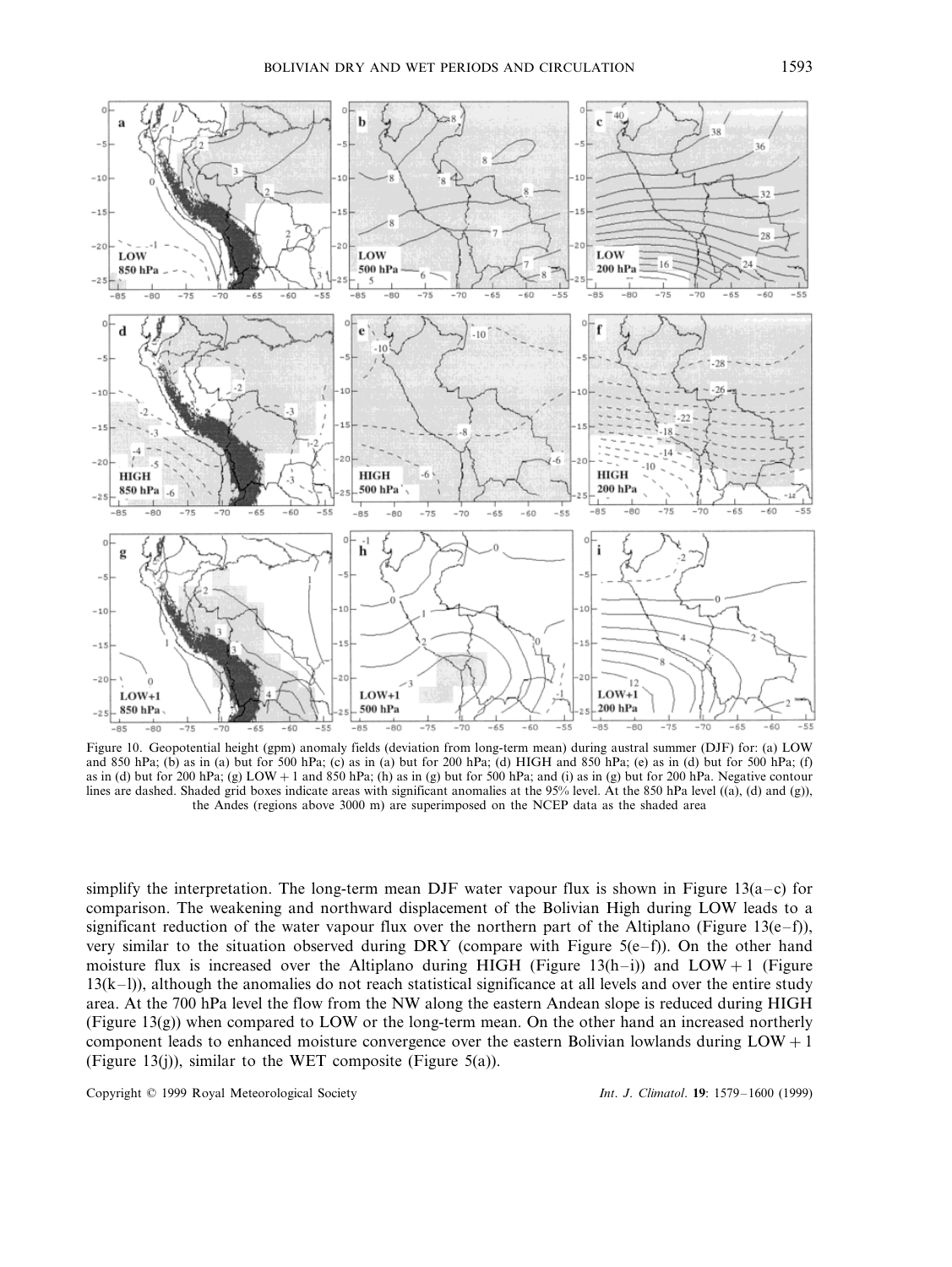Figure 10. Geopotential height (gpm) anomaly fields (deviation from long-term mean) during austral summer (DJF) for: (a) LOW and 850 hPa; (b) as in (a) but for 500 hPa; (c) as in (a) but for 200 hPa; (d) HIGH and 850 hPa; (e) as in (d) but for 500 hPa; (f) as in (d) but for 200 hPa; (g) LOW + 1 and 850 hPa; (h) as in (g) but for 500 hPa; and (i) as in (g) but for 200 hPa. Negative contour lines are dashed. Shaded grid boxes indicate areas with significant anomalies at the 95% level. At the 850 hPa level ((a), (d) and (g)), the Andes (regions above 3000 m) are superimposed on the NCEP data as the shaded area

simplify the interpretation. The long-term mean DJF water vapour flux is shown in Figure 13(a–c) for comparison. The weakening and northward displacement of the Bolivian High during LOW leads to a significant reduction of the water vapour flux over the northern part of the Altiplano (Figure 13(e–f)), very similar to the situation observed during DRY (compare with Figure 5(e–f)). On the other hand moisture flux is increased over the Altiplano during HIGH (Figure 13(h–i)) and LOW + 1 (Figure 13(k–l)), although the anomalies do not reach statistical significance at all levels and over the entire study area. At the 700 hPa level the flow from the NW along the eastern Andean slope is reduced during HIGH (Figure 13(g)) when compared to LOW or the long-term mean. On the other hand an increased northerly component leads to enhanced moisture convergence over the eastern Bolivian lowlands during LOW + 1 (Figure 13(j)), similar to the WET composite (Figure 5(a)).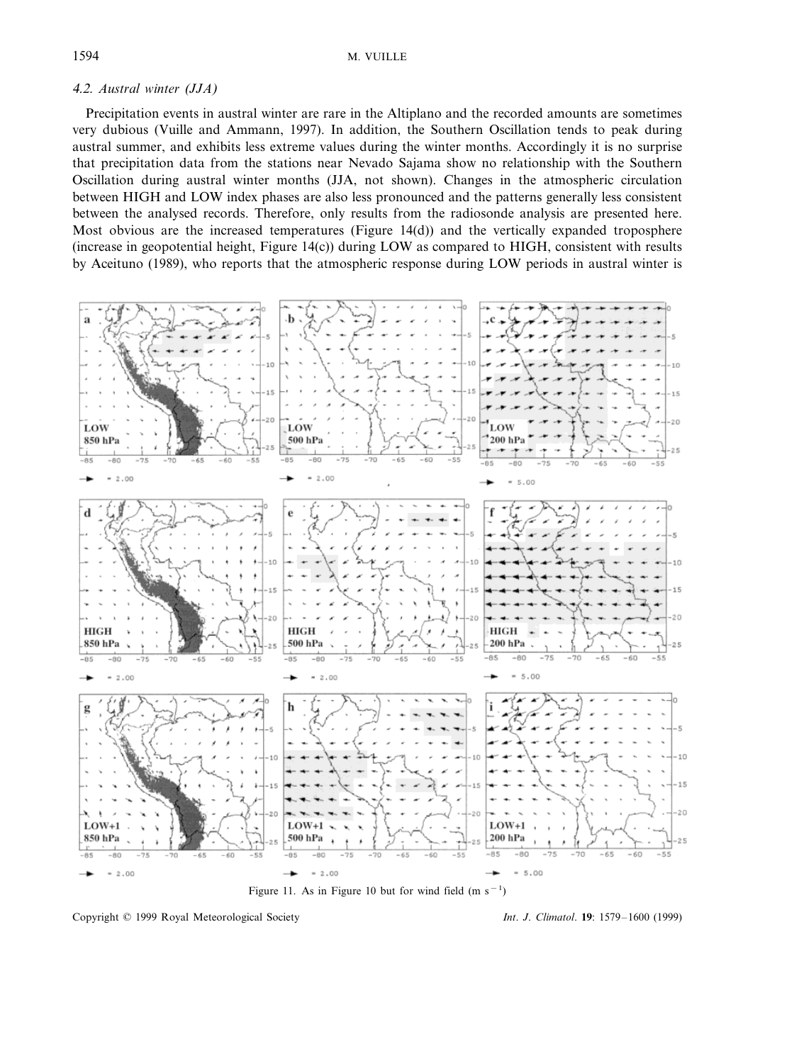### 4.2. Austral winter (JJA)

Precipitation events in austral winter are rare in the Altiplano and the recorded amounts are sometimes very dubious (Vuille and Ammann, 1997). In addition, the Southern Oscillation tends to peak during austral summer, and exhibits less extreme values during the winter months. Accordingly it is no surprise that precipitation data from the stations near Nevado Sajama show no relationship with the Southern Oscillation during austral winter months (JJA, not shown). Changes in the atmospheric circulation between HIGH and LOW index phases are also less pronounced and the patterns generally less consistent between the analysed records. Therefore, only results from the radiosonde analysis are presented here. Most obvious are the increased temperatures (Figure 14(d)) and the vertically expanded troposphere (increase in geopotential height, Figure 14(c)) during LOW as compared to HIGH, consistent with results by Aceituno (1989), who reports that the atmospheric response during LOW periods in austral winter is

Figure 11. As in Figure 10 but for wind field (m s$^{-1}$)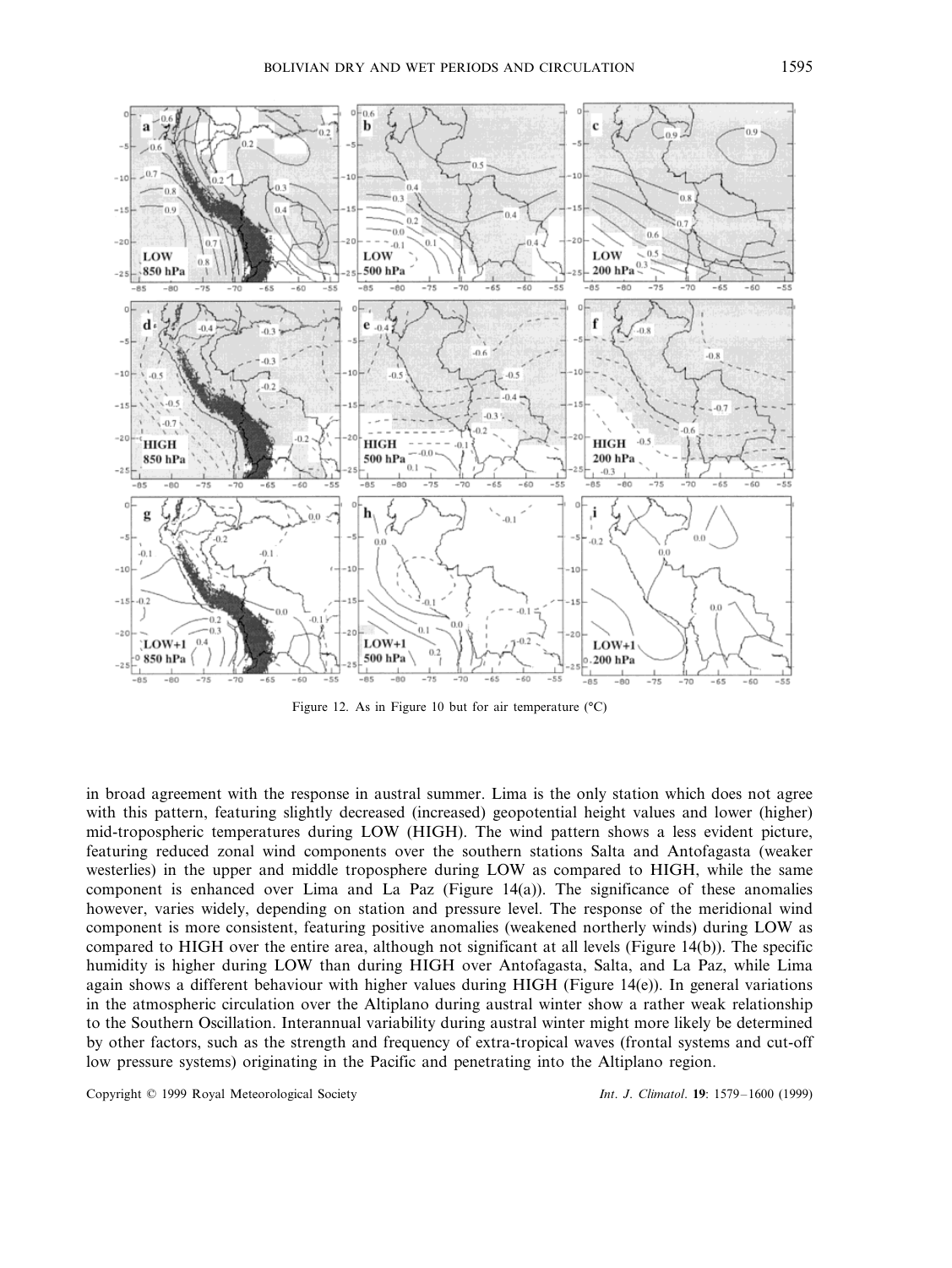Figure 12. As in Figure 10 but for air temperature (°C)

in broad agreement with the response in austral summer. Lima is the only station which does not agree with this pattern, featuring slightly decreased (increased) geopotential height values and lower (higher) mid-tropospheric temperatures during LOW (HIGH). The wind pattern shows a less evident picture, featuring reduced zonal wind components over the southern stations Salta and Antofagasta (weaker westerlies) in the upper and middle troposphere during LOW as compared to HIGH, while the same component is enhanced over Lima and La Paz (Figure 14(a)). The significance of these anomalies however, varies widely, depending on station and pressure level. The response of the meridional wind component is more consistent, featuring positive anomalies (weakened northerly winds) during LOW as compared to HIGH over the entire area, although not significant at all levels (Figure 14(b)). The specific humidity is higher during LOW than during HIGH over Antofagasta, Salta, and La Paz, while Lima again shows a different behaviour with higher values during HIGH (Figure 14(e)). In general variations in the atmospheric circulation over the Altiplano during austral winter show a rather weak relationship to the Southern Oscillation. Interannual variability during austral winter might more likely be determined by other factors, such as the strength and frequency of extra-tropical waves (frontal systems and cut-off low pressure systems) originating in the Pacific and penetrating into the Altiplano region.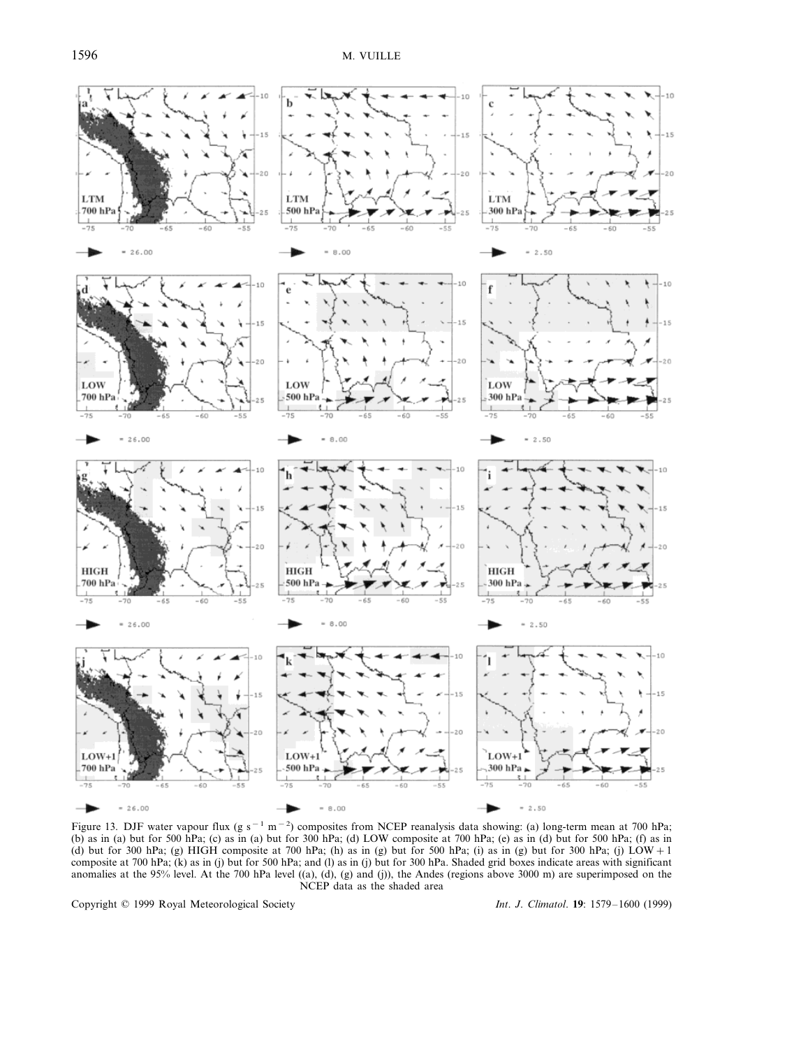Figure 13. DJF water vapour flux (g s$^{-1}$ m$^{-2}$) composites from NCEP reanalysis data showing: (a) long-term mean at 700 hPa; (b) as in (a) but for 500 hPa; (c) as in (a) but for 300 hPa; (d) LOW composite at 700 hPa; (e) as in (d) but for 500 hPa; (f) as in (d) but for 300 hPa; (g) HIGH composite at 700 hPa; (h) as in (g) but for 500 hPa; (i) as in (g) but for 300 hPa; (j) LOW + 1 composite at 700 hPa; (k) as in (j) but for 500 hPa; and (l) as in (j) but for 300 hPa. Shaded grid boxes indicate areas with significant anomalies at the 95% level. At the 700 hPa level ((a), (d), (g) and (j)), the Andes (regions above 3000 m) are superimposed on the NCEP data as the shaded area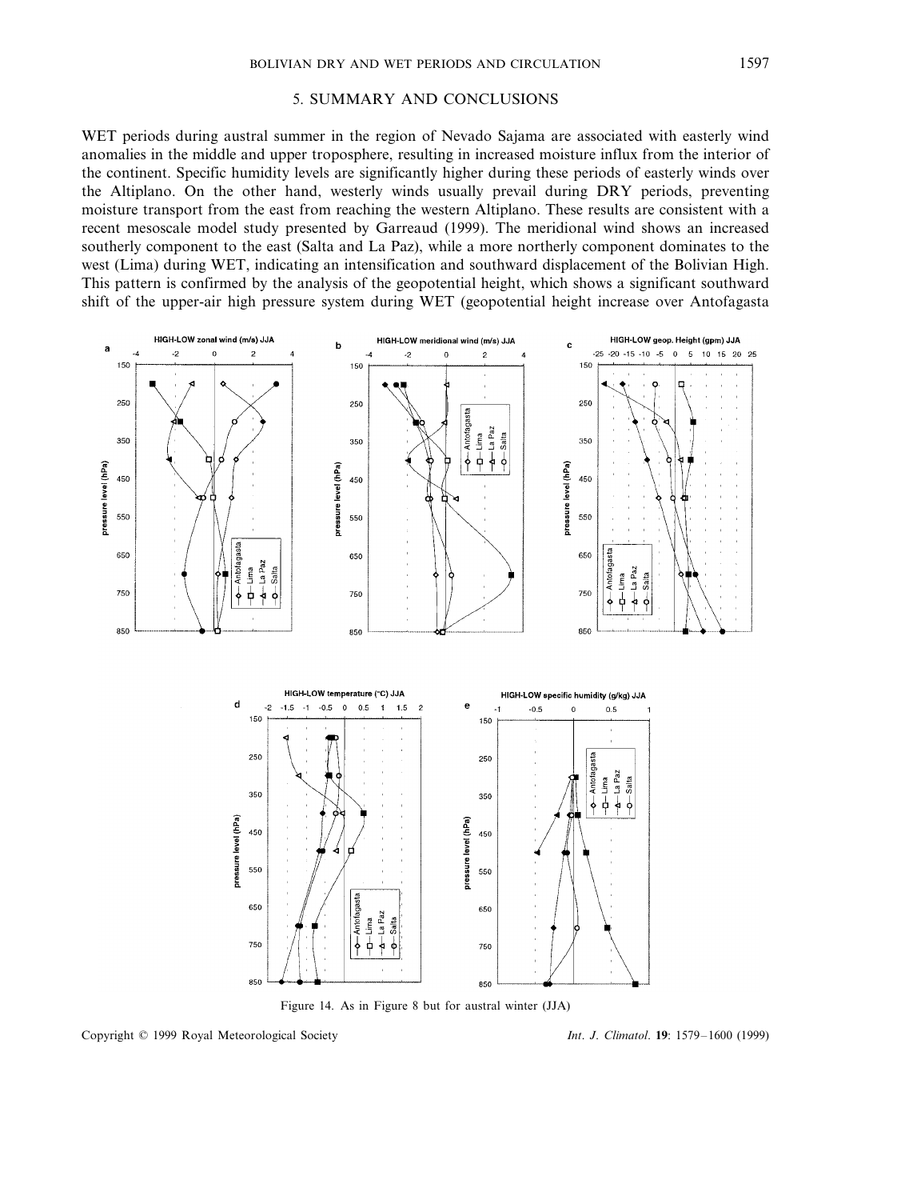## 5. SUMMARY AND CONCLUSIONS

WET periods during austral summer in the region of Nevado Sajama are associated with easterly wind anomalies in the middle and upper troposphere, resulting in increased moisture influx from the interior of the continent. Specific humidity levels are significantly higher during these periods of easterly winds over the Altiplano. On the other hand, westerly winds usually prevail during DRY periods, preventing moisture transport from the east from reaching the western Altiplano. These results are consistent with a recent mesoscale model study presented by Garreaud (1999). The meridional wind shows an increased southerly component to the east (Salta and La Paz), while a more northerly component dominates to the west (Lima) during WET, indicating an intensification and southward displacement of the Bolivian High. This pattern is confirmed by the analysis of the geopotential height, which shows a significant southward shift of the upper-air high pressure system during WET (geopotential height increase over Antofagasta

Figure 14. As in Figure 8 but for austral winter (JJA)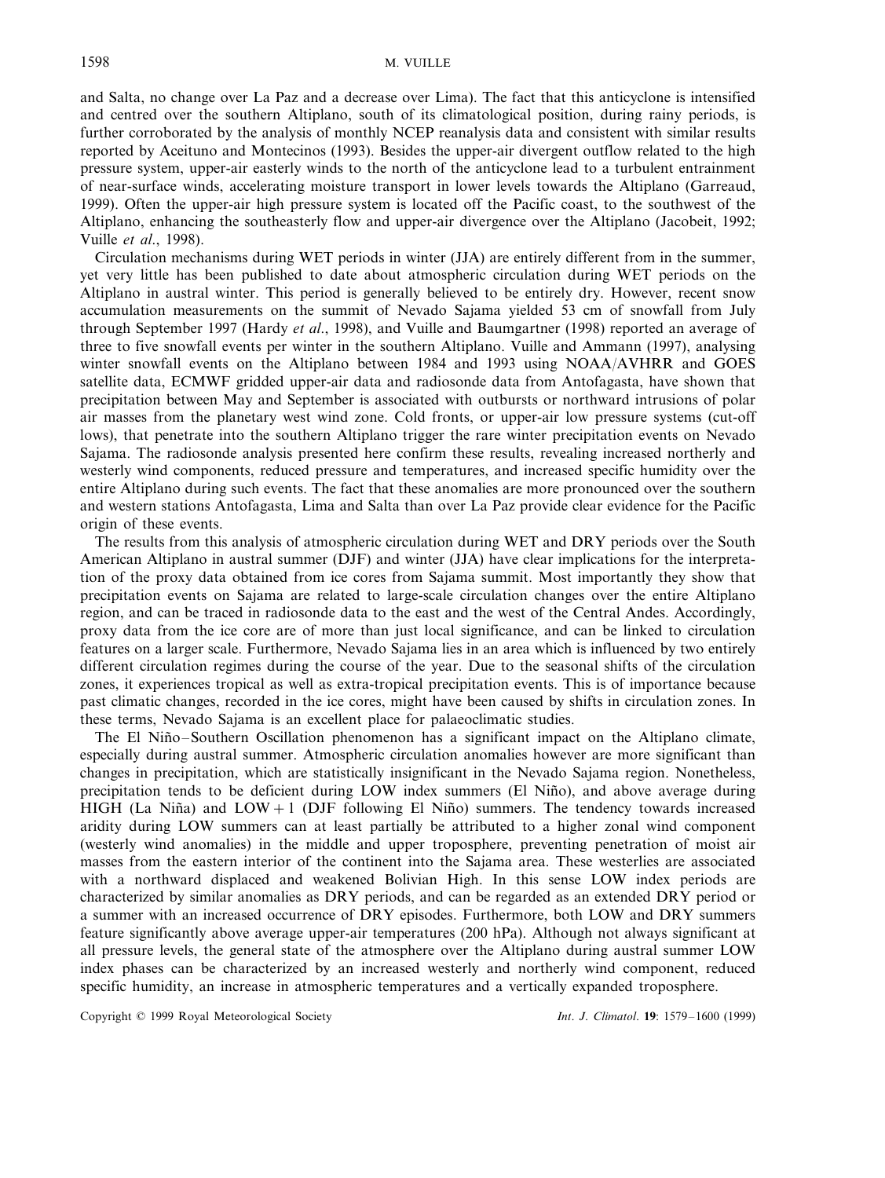and Salta, no change over La Paz and a decrease over Lima). The fact that this anticyclone is intensified and centred over the southern Altiplano, south of its climatological position, during rainy periods, is further corroborated by the analysis of monthly NCEP reanalysis data and consistent with similar results reported by Aceituno and Montecinos (1993). Besides the upper-air divergent outflow related to the high pressure system, upper-air easterly winds to the north of the anticyclone lead to a turbulent entrainment of near-surface winds, accelerating moisture transport in lower levels towards the Altiplano (Garreaud, 1999). Often the upper-air high pressure system is located off the Pacific coast, to the southwest of the Altiplano, enhancing the southeasterly flow and upper-air divergence over the Altiplano (Jacobeit, 1992; Vuille *et al*., 1998).

Circulation mechanisms during WET periods in winter (JJA) are entirely different from in the summer, yet very little has been published to date about atmospheric circulation during WET periods on the Altiplano in austral winter. This period is generally believed to be entirely dry. However, recent snow accumulation measurements on the summit of Nevado Sajama yielded 53 cm of snowfall from July through September 1997 (Hardy *et al*., 1998), and Vuille and Baumgartner (1998) reported an average of three to five snowfall events per winter in the southern Altiplano. Vuille and Ammann (1997), analysing winter snowfall events on the Altiplano between 1984 and 1993 using NOAA/AVHRR and GOES satellite data, ECMWF gridded upper-air data and radiosonde data from Antofagasta, have shown that precipitation between May and September is associated with outbursts or northward intrusions of polar air masses from the planetary west wind zone. Cold fronts, or upper-air low pressure systems (cut-off lows), that penetrate into the southern Altiplano trigger the rare winter precipitation events on Nevado Sajama. The radiosonde analysis presented here confirm these results, revealing increased northerly and westerly wind components, reduced pressure and temperatures, and increased specific humidity over the entire Altiplano during such events. The fact that these anomalies are more pronounced over the southern and western stations Antofagasta, Lima and Salta than over La Paz provide clear evidence for the Pacific origin of these events.

The results from this analysis of atmospheric circulation during WET and DRY periods over the South American Altiplano in austral summer (DJF) and winter (JJA) have clear implications for the interpretation of the proxy data obtained from ice cores from Sajama summit. Most importantly they show that precipitation events on Sajama are related to large-scale circulation changes over the entire Altiplano region, and can be traced in radiosonde data to the east and the west of the Central Andes. Accordingly, proxy data from the ice core are of more than just local significance, and can be linked to circulation features on a larger scale. Furthermore, Nevado Sajama lies in an area which is influenced by two entirely different circulation regimes during the course of the year. Due to the seasonal shifts of the circulation zones, it experiences tropical as well as extra-tropical precipitation events. This is of importance because past climatic changes, recorded in the ice cores, might have been caused by shifts in circulation zones. In these terms, Nevado Sajama is an excellent place for palaeoclimatic studies.

The El Niño–Southern Oscillation phenomenon has a significant impact on the Altiplano climate, especially during austral summer. Atmospheric circulation anomalies however are more significant than changes in precipitation, which are statistically insignificant in the Nevado Sajama region. Nonetheless, precipitation tends to be deficient during LOW index summers (El Niño), and above average during HIGH (La Niña) and LOW + 1 (DJF following El Niño) summers. The tendency towards increased aridity during LOW summers can at least partially be attributed to a higher zonal wind component (westerly wind anomalies) in the middle and upper troposphere, preventing penetration of moist air masses from the eastern interior of the continent into the Sajama area. These westerlies are associated with a northward displaced and weakened Bolivian High. In this sense LOW index periods are characterized by similar anomalies as DRY periods, and can be regarded as an extended DRY period or a summer with an increased occurrence of DRY episodes. Furthermore, both LOW and DRY summers feature significantly above average upper-air temperatures (200 hPa). Although not always significant at all pressure levels, the general state of the atmosphere over the Altiplano during austral summer LOW index phases can be characterized by an increased westerly and northerly wind component, reduced specific humidity, an increase in atmospheric temperatures and a vertically expanded troposphere.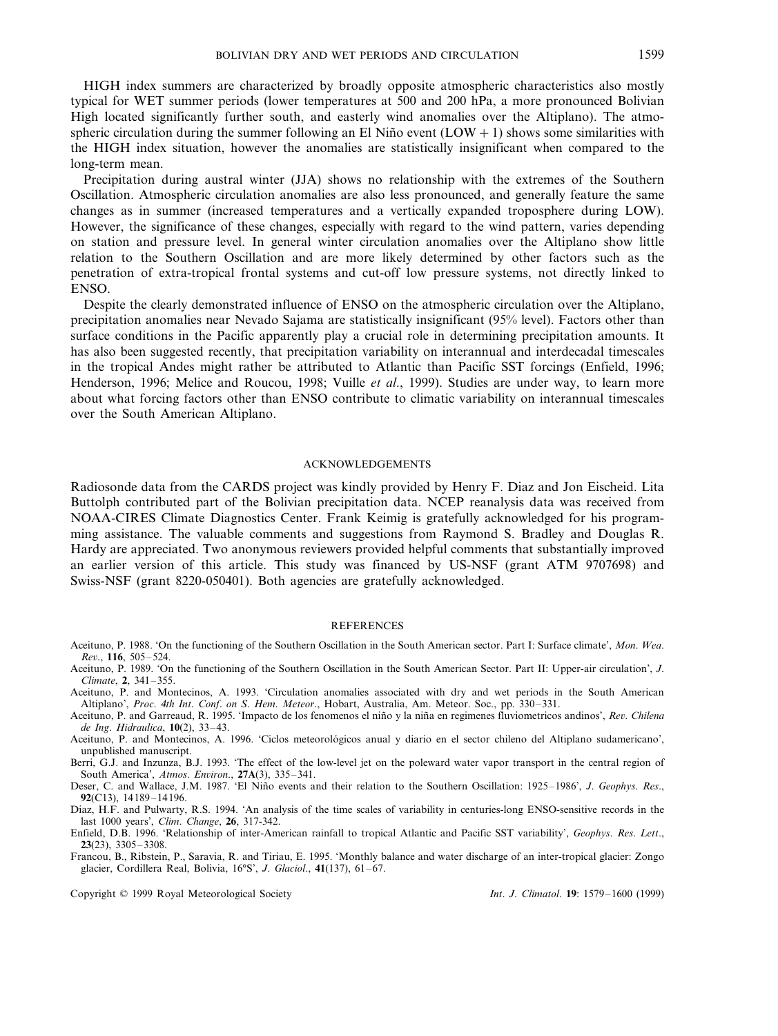HIGH index summers are characterized by broadly opposite atmospheric characteristics also mostly typical for WET summer periods (lower temperatures at 500 and 200 hPa, a more pronounced Bolivian High located significantly further south, and easterly wind anomalies over the Altiplano). The atmospheric circulation during the summer following an El Niño event (LOW + 1) shows some similarities with the HIGH index situation, however the anomalies are statistically insignificant when compared to the long-term mean.

Precipitation during austral winter (JJA) shows no relationship with the extremes of the Southern Oscillation. Atmospheric circulation anomalies are also less pronounced, and generally feature the same changes as in summer (increased temperatures and a vertically expanded troposphere during LOW). However, the significance of these changes, especially with regard to the wind pattern, varies depending on station and pressure level. In general winter circulation anomalies over the Altiplano show little relation to the Southern Oscillation and are more likely determined by other factors such as the penetration of extra-tropical frontal systems and cut-off low pressure systems, not directly linked to ENSO.

Despite the clearly demonstrated influence of ENSO on the atmospheric circulation over the Altiplano, precipitation anomalies near Nevado Sajama are statistically insignificant (95% level). Factors other than surface conditions in the Pacific apparently play a crucial role in determining precipitation amounts. It has also been suggested recently, that precipitation variability on interannual and interdecadal timescales in the tropical Andes might rather be attributed to Atlantic than Pacific SST forcings (Enfield, 1996; Henderson, 1996; Melice and Roucou, 1998; Vuille *et al*., 1999). Studies are under way, to learn more about what forcing factors other than ENSO contribute to climatic variability on interannual timescales over the South American Altiplano.

## ACKNOWLEDGEMENTS

Radiosonde data from the CARDS project was kindly provided by Henry F. Diaz and Jon Eischeid. Lita Buttolph contributed part of the Bolivian precipitation data. NCEP reanalysis data was received from NOAA-CIRES Climate Diagnostics Center. Frank Keimig is gratefully acknowledged for his programming assistance. The valuable comments and suggestions from Raymond S. Bradley and Douglas R. Hardy are appreciated. Two anonymous reviewers provided helpful comments that substantially improved an earlier version of this article. This study was financed by US-NSF (grant ATM 9707698) and Swiss-NSF (grant 8220-050401). Both agencies are gratefully acknowledged.

## REFERENCES

Aceituno, P. 1988. 'On the functioning of the Southern Oscillation in the South American sector. Part I: Surface climate', *Mon. Wea. Rev*., **116**, 505–524.

Aceituno, P. 1989. 'On the functioning of the Southern Oscillation in the South American Sector. Part II: Upper-air circulation', *J. Climate*, **2**, 341–355.

Aceituno, P. and Montecinos, A. 1993. 'Circulation anomalies associated with dry and wet periods in the South American Altiplano', *Proc. 4th Int. Conf. on S. Hem. Meteor*., Hobart, Australia, Am. Meteor. Soc., pp. 330–331.

Aceituno, P. and Garreaud, R. 1995. 'Impacto de los fenomenos el niño y la niña en regimenes fluviometricos andinos', *Rev. Chilena de Ing. Hidraulica*, **10**(2), 33–43.

Aceituno, P. and Montecinos, A. 1996. 'Ciclos meteorológicos anual y diario en el sector chileno del Altiplano sudamericano', unpublished manuscript.

Berri, G.J. and Inzunza, B.J. 1993. 'The effect of the low-level jet on the poleward water vapor transport in the central region of South America', *Atmos. Environ*., **27A**(3), 335–341.

Deser, C. and Wallace, J.M. 1987. 'El Niño events and their relation to the Southern Oscillation: 1925–1986', *J. Geophys. Res*., **92**(C13), 14189–14196.

Diaz, H.F. and Pulwarty, R.S. 1994. 'An analysis of the time scales of variability in centuries-long ENSO-sensitive records in the last 1000 years', *Clim. Change*, **26**, 317-342.

Enfield, D.B. 1996. 'Relationship of inter-American rainfall to tropical Atlantic and Pacific SST variability', *Geophys. Res. Lett*., **23**(23), 3305–3308.

Francou, B., Ribstein, P., Saravia, R. and Tiriau, E. 1995. 'Monthly balance and water discharge of an inter-tropical glacier: Zongo glacier, Cordillera Real, Bolivia, 16°S', *J. Glaciol*., **41**(137), 61–67.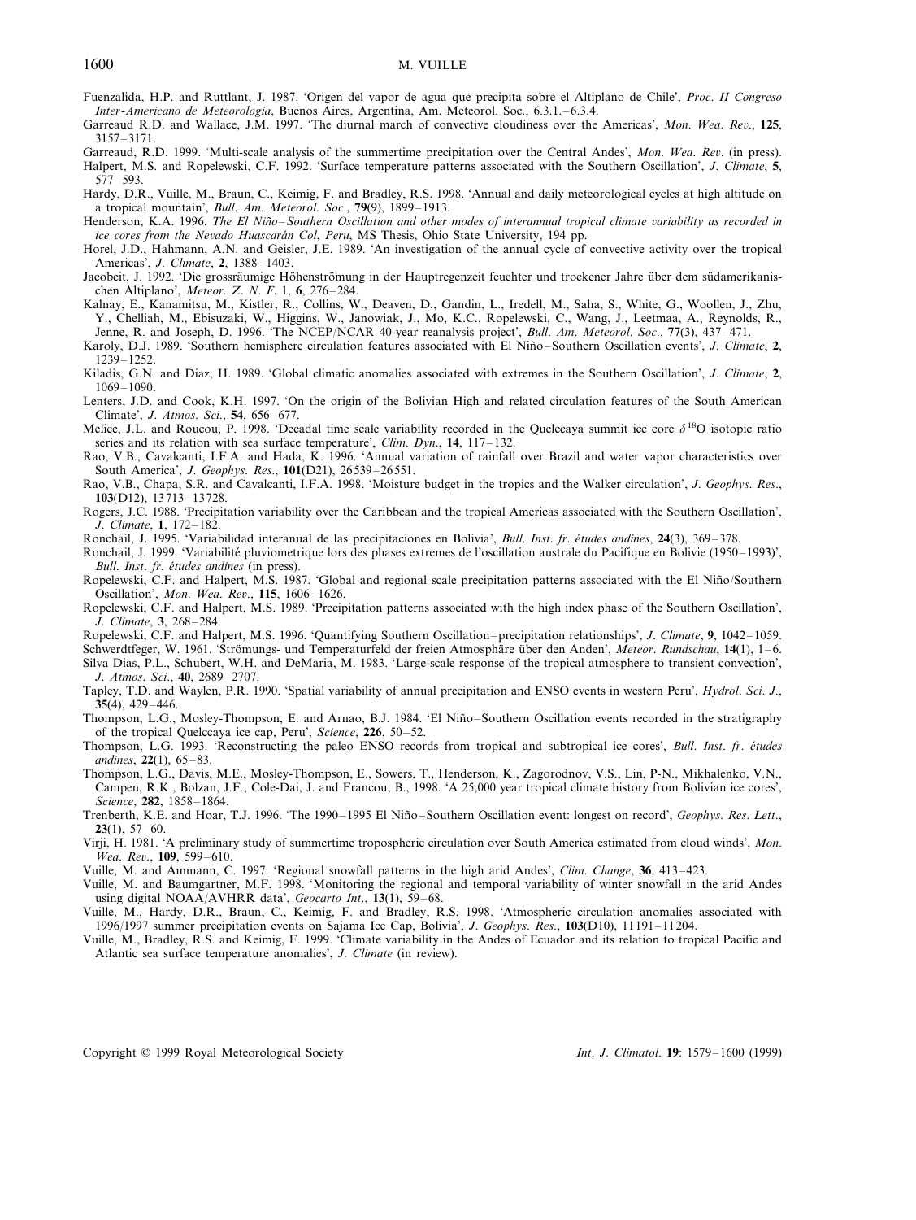Fuenzalida, H.P. and Ruttlant, J. 1987. 'Origen del vapor de agua que precipita sobre el Altiplano de Chile', *Proc. II Congreso Inter-Americano de Meteorologia*, Buenos Aires, Argentina, Am. Meteorol. Soc., 6.3.1.–6.3.4.

Garreaud R.D. and Wallace, J.M. 1997. 'The diurnal march of convective cloudiness over the Americas', *Mon. Wea. Rev.*, **125**, 3157–3171.

Garreaud, R.D. 1999. 'Multi-scale analysis of the summertime precipitation over the Central Andes', *Mon. Wea. Rev.* (in press).

Halpert, M.S. and Ropelewski, C.F. 1992. 'Surface temperature patterns associated with the Southern Oscillation', *J. Climate*, **5**, 577–593.

Hardy, D.R., Vuille, M., Braun, C., Keimig, F. and Bradley, R.S. 1998. 'Annual and daily meteorological cycles at high altitude on a tropical mountain', *Bull. Am. Meteorol. Soc.*, **79**(9), 1899–1913.

Henderson, K.A. 1996. *The El Niño–Southern Oscillation and other modes of interannual tropical climate variability as recorded in ice cores from the Nevado Huascarán Col, Peru*, MS Thesis, Ohio State University, 194 pp.

Horel, J.D., Hahmann, A.N. and Geisler, J.E. 1989. 'An investigation of the annual cycle of convective activity over the tropical Americas', *J. Climate*, **2**, 1388–1403.

Jacobeit, J. 1992. 'Die grossräumige Höhenströmung in der Hauptregenzeit feuchter und trockener Jahre über dem südamerikanischen Altiplano', *Meteor. Z. N. F.* 1, **6**, 276–284.

Kalnay, E., Kanamitsu, M., Kistler, R., Collins, W., Deaven, D., Gandin, L., Iredell, M., Saha, S., White, G., Woollen, J., Zhu, Y., Chelliah, M., Ebisuzaki, W., Higgins, W., Janowiak, J., Mo, K.C., Ropelewski, C., Wang, J., Leetmaa, A., Reynolds, R., Jenne, R. and Joseph, D. 1996. 'The NCEP/NCAR 40-year reanalysis project', *Bull. Am. Meteorol. Soc.*, **77**(3), 437–471.

Karoly, D.J. 1989. 'Southern hemisphere circulation features associated with El Niño–Southern Oscillation events', *J. Climate*, **2**, 1239–1252.

Kiladis, G.N. and Diaz, H. 1989. 'Global climatic anomalies associated with extremes in the Southern Oscillation', *J. Climate*, **2**, 1069–1090.

Lenters, J.D. and Cook, K.H. 1997. 'On the origin of the Bolivian High and related circulation features of the South American Climate', *J. Atmos. Sci.*, **54**, 656–677.

Melice, J.L. and Roucou, P. 1998. 'Decadal time scale variability recorded in the Quelccaya summit ice core $\delta^{18}$O isotopic ratio series and its relation with sea surface temperature', *Clim. Dyn.*, **14**, 117–132.

Rao, V.B., Cavalcanti, I.F.A. and Hada, K. 1996. 'Annual variation of rainfall over Brazil and water vapor characteristics over South America', *J. Geophys. Res.*, **101**(D21), 26539–26551.

Rao, V.B., Chapa, S.R. and Cavalcanti, I.F.A. 1998. 'Moisture budget in the tropics and the Walker circulation', *J. Geophys. Res.*, **103**(D12), 13713–13728.

Rogers, J.C. 1988. 'Precipitation variability over the Caribbean and the tropical Americas associated with the Southern Oscillation', *J. Climate*, **1**, 172–182.

Ronchail, J. 1995. 'Variabilidad interanual de las precipitaciones en Bolivia', *Bull. Inst. fr. études andines*, **24**(3), 369–378.

Ronchail, J. 1999. 'Variabilité pluviometrique lors des phases extremes de l'oscillation australe du Pacifique en Bolivie (1950–1993)', *Bull. Inst. fr. études andines* (in press).

Ropelewski, C.F. and Halpert, M.S. 1987. 'Global and regional scale precipitation patterns associated with the El Niño/Southern Oscillation', *Mon. Wea. Rev.*, **115**, 1606–1626.

Ropelewski, C.F. and Halpert, M.S. 1989. 'Precipitation patterns associated with the high index phase of the Southern Oscillation', *J. Climate*, **3**, 268–284.

Ropelewski, C.F. and Halpert, M.S. 1996. 'Quantifying Southern Oscillation–precipitation relationships', *J. Climate*, **9**, 1042–1059.

Schwerdtfeger, W. 1961. 'Strömungs- und Temperaturfeld der freien Atmosphäre über den Anden', *Meteor. Rundschau*, **14**(1), 1–6.

Silva Dias, P.L., Schubert, W.H. and DeMaria, M. 1983. 'Large-scale response of the tropical atmosphere to transient convection', *J. Atmos. Sci.*, **40**, 2689–2707.

Tapley, T.D. and Waylen, P.R. 1990. 'Spatial variability of annual precipitation and ENSO events in western Peru', *Hydrol. Sci. J.*, **35**(4), 429–446.

Thompson, L.G., Mosley-Thompson, E. and Arnao, B.J. 1984. 'El Niño–Southern Oscillation events recorded in the stratigraphy of the tropical Quelccaya ice cap, Peru', *Science*, **226**, 50–52.

Thompson, L.G. 1993. 'Reconstructing the paleo ENSO records from tropical and subtropical ice cores', *Bull. Inst. fr. études andines*, **22**(1), 65–83.

Thompson, L.G., Davis, M.E., Mosley-Thompson, E., Sowers, T., Henderson, K., Zagorodnov, V.S., Lin, P-N., Mikhalenko, V.N., Campen, R.K., Bolzan, J.F., Cole-Dai, J. and Francou, B., 1998. 'A 25,000 year tropical climate history from Bolivian ice cores', *Science*, **282**, 1858–1864.

Trenberth, K.E. and Hoar, T.J. 1996. 'The 1990–1995 El Niño–Southern Oscillation event: longest on record', *Geophys. Res. Lett.*, **23**(1), 57–60.

Virji, H. 1981. 'A preliminary study of summertime tropospheric circulation over South America estimated from cloud winds', *Mon. Wea. Rev.*, **109**, 599–610.

Vuille, M. and Ammann, C. 1997. 'Regional snowfall patterns in the high arid Andes', *Clim. Change*, **36**, 413–423.

Vuille, M. and Baumgartner, M.F. 1998. 'Monitoring the regional and temporal variability of winter snowfall in the arid Andes using digital NOAA/AVHRR data', *Geocarto Int.*, **13**(1), 59–68.

Vuille, M., Hardy, D.R., Braun, C., Keimig, F. and Bradley, R.S. 1998. 'Atmospheric circulation anomalies associated with 1996/1997 summer precipitation events on Sajama Ice Cap, Bolivia', *J. Geophys. Res.*, **103**(D10), 11191–11204.

Vuille, M., Bradley, R.S. and Keimig, F. 1999. 'Climate variability in the Andes of Ecuador and its relation to tropical Pacific and Atlantic sea surface temperature anomalies', *J. Climate* (in review).